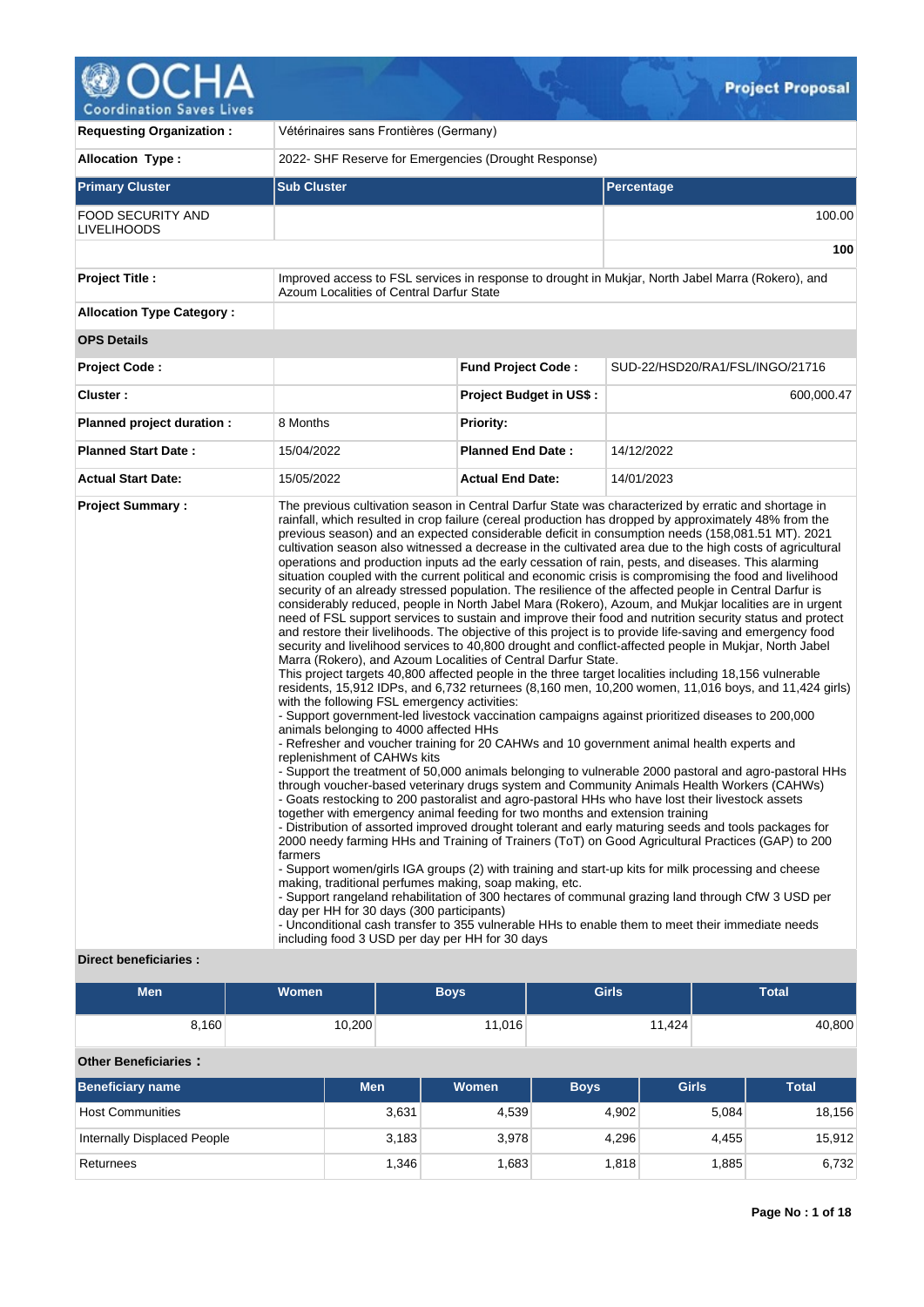# OCHA Coordination Saves Lives — Project Proposal

| | |
|---|---|
| **Requesting Organization :** | Vétérinaires sans Frontières (Germany) |
| **Allocation Type :** | 2022- SHF Reserve for Emergencies (Drought Response) |

| Primary Cluster | Sub Cluster | Percentage |
|---|---|---|
| FOOD SECURITY AND LIVELIHOODS | | 100.00 |
| | | **100** |

| | |
|---|---|
| **Project Title :** | Improved access to FSL services in response to drought in Mukjar, North Jabel Marra (Rokero), and Azoum Localities of Central Darfur State |
| **Allocation Type Category :** | |

**OPS Details**

| | | | |
|---|---|---|---|
| **Project Code :** | | **Fund Project Code :** | SUD-22/HSD20/RA1/FSL/INGO/21716 |
| **Cluster :** | | **Project Budget in US$ :** | 600,000.47 |
| **Planned project duration :** | 8 Months | **Priority:** | |
| **Planned Start Date :** | 15/04/2022 | **Planned End Date :** | 14/12/2022 |
| **Actual Start Date:** | 15/05/2022 | **Actual End Date:** | 14/01/2023 |

**Project Summary :**

The previous cultivation season in Central Darfur State was characterized by erratic and shortage in rainfall, which resulted in crop failure (cereal production has dropped by approximately 48% from the previous season) and an expected considerable deficit in consumption needs (158,081.51 MT). 2021 cultivation season also witnessed a decrease in the cultivated area due to the high costs of agricultural operations and production inputs ad the early cessation of rain, pests, and diseases. This alarming situation coupled with the current political and economic crisis is compromising the food and livelihood security of an already stressed population. The resilience of the affected people in Central Darfur is considerably reduced, people in North Jabel Mara (Rokero), Azoum, and Mukjar localities are in urgent need of FSL support services to sustain and improve their food and nutrition security status and protect and restore their livelihoods. The objective of this project is to provide life-saving and emergency food security and livelihood services to 40,800 drought and conflict-affected people in Mukjar, North Jabel Marra (Rokero), and Azoum Localities of Central Darfur State.
This project targets 40,800 affected people in the three target localities including 18,156 vulnerable residents, 15,912 IDPs, and 6,732 returnees (8,160 men, 10,200 women, 11,016 boys, and 11,424 girls) with the following FSL emergency activities:
- Support government-led livestock vaccination campaigns against prioritized diseases to 200,000 animals belonging to 4000 affected HHs
- Refresher and voucher training for 20 CAHWs and 10 government animal health experts and replenishment of CAHWs kits
- Support the treatment of 50,000 animals belonging to vulnerable 2000 pastoral and agro-pastoral HHs through voucher-based veterinary drugs system and Community Animals Health Workers (CAHWs)
- Goats restocking to 200 pastoralist and agro-pastoral HHs who have lost their livestock assets together with emergency animal feeding for two months and extension training
- Distribution of assorted improved drought tolerant and early maturing seeds and tools packages for 2000 needy farming HHs and Training of Trainers (ToT) on Good Agricultural Practices (GAP) to 200 farmers
- Support women/girls IGA groups (2) with training and start-up kits for milk processing and cheese making, traditional perfumes making, soap making, etc.
- Support rangeland rehabilitation of 300 hectares of communal grazing land through CfW 3 USD per day per HH for 30 days (300 participants)
- Unconditional cash transfer to 355 vulnerable HHs to enable them to meet their immediate needs including food 3 USD per day per HH for 30 days

**Direct beneficiaries :**

| Men | Women | Boys | Girls | Total |
|---|---|---|---|---|
| 8,160 | 10,200 | 11,016 | 11,424 | 40,800 |

**Other Beneficiaries :**

| Beneficiary name | Men | Women | Boys | Girls | Total |
|---|---|---|---|---|---|
| Host Communities | 3,631 | 4,539 | 4,902 | 5,084 | 18,156 |
| Internally Displaced People | 3,183 | 3,978 | 4,296 | 4,455 | 15,912 |
| Returnees | 1,346 | 1,683 | 1,818 | 1,885 | 6,732 |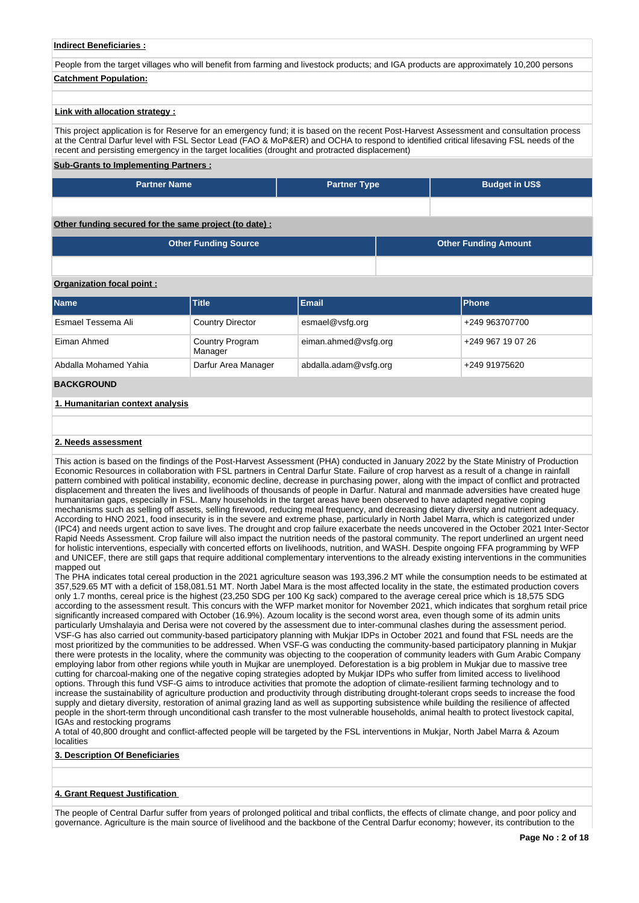**Indirect Beneficiaries :**

People from the target villages who will benefit from farming and livestock products; and IGA products are approximately 10,200 persons

**Catchment Population:**

**Link with allocation strategy :**

This project application is for Reserve for an emergency fund; it is based on the recent Post-Harvest Assessment and consultation process at the Central Darfur level with FSL Sector Lead (FAO & MoP&ER) and OCHA to respond to identified critical lifesaving FSL needs of the recent and persisting emergency in the target localities (drought and protracted displacement)

**Sub-Grants to Implementing Partners :**

| Partner Name | Partner Type | Budget in US$ |
|---|---|---|
| | | |

**Other funding secured for the same project (to date) :**

| Other Funding Source | Other Funding Amount |
|---|---|
| | |

**Organization focal point :**

| Name | Title | Email | Phone |
|---|---|---|---|
| Esmael Tessema Ali | Country Director | esmael@vsfg.org | +249 963707700 |
| Eiman Ahmed | Country Program Manager | eiman.ahmed@vsfg.org | +249 967 19 07 26 |
| Abdalla Mohamed Yahia | Darfur Area Manager | abdalla.adam@vsfg.org | +249 91975620 |

## BACKGROUND

### 1. Humanitarian context analysis

### 2. Needs assessment

This action is based on the findings of the Post-Harvest Assessment (PHA) conducted in January 2022 by the State Ministry of Production Economic Resources in collaboration with FSL partners in Central Darfur State. Failure of crop harvest as a result of a change in rainfall pattern combined with political instability, economic decline, decrease in purchasing power, along with the impact of conflict and protracted displacement and threaten the lives and livelihoods of thousands of people in Darfur. Natural and manmade adversities have created huge humanitarian gaps, especially in FSL. Many households in the target areas have been observed to have adapted negative coping mechanisms such as selling off assets, selling firewood, reducing meal frequency, and decreasing dietary diversity and nutrient adequacy. According to HNO 2021, food insecurity is in the severe and extreme phase, particularly in North Jabel Marra, which is categorized under (IPC4) and needs urgent action to save lives. The drought and crop failure exacerbate the needs uncovered in the October 2021 Inter-Sector Rapid Needs Assessment. Crop failure will also impact the nutrition needs of the pastoral community. The report underlined an urgent need for holistic interventions, especially with concerted efforts on livelihoods, nutrition, and WASH. Despite ongoing FFA programming by WFP and UNICEF, there are still gaps that require additional complementary interventions to the already existing interventions in the communities mapped out

The PHA indicates total cereal production in the 2021 agriculture season was 193,396.2 MT while the consumption needs to be estimated at 357,529.65 MT with a deficit of 158,081.51 MT. North Jabel Mara is the most affected locality in the state, the estimated production covers only 1.7 months, cereal price is the highest (23,250 SDG per 100 Kg sack) compared to the average cereal price which is 18,575 SDG according to the assessment result. This concurs with the WFP market monitor for November 2021, which indicates that sorghum retail price significantly increased compared with October (16.9%). Azoum locality is the second worst area, even though some of its admin units particularly Umshalayia and Derisa were not covered by the assessment due to inter-communal clashes during the assessment period. VSF-G has also carried out community-based participatory planning with Mukjar IDPs in October 2021 and found that FSL needs are the most prioritized by the communities to be addressed. When VSF-G was conducting the community-based participatory planning in Mukjar there were protests in the locality, where the community was objecting to the cooperation of community leaders with Gum Arabic Company employing labor from other regions while youth in Mukjar are unemployed. Deforestation is a big problem in Mukjar due to massive tree cutting for charcoal-making one of the negative coping strategies adopted by Mukjar IDPs who suffer from limited access to livelihood options. Through this fund VSF-G aims to introduce activities that promote the adoption of climate-resilient farming technology and to increase the sustainability of agriculture production and productivity through distributing drought-tolerant crops seeds to increase the food supply and dietary diversity, restoration of animal grazing land as well as supporting subsistence while building the resilience of affected people in the short-term through unconditional cash transfer to the most vulnerable households, animal health to protect livestock capital, IGAs and restocking programs

A total of 40,800 drought and conflict-affected people will be targeted by the FSL interventions in Mukjar, North Jabel Marra & Azoum localities

### 3. Description Of Beneficiaries

### 4. Grant Request Justification

The people of Central Darfur suffer from years of prolonged political and tribal conflicts, the effects of climate change, and poor policy and governance. Agriculture is the main source of livelihood and the backbone of the Central Darfur economy; however, its contribution to the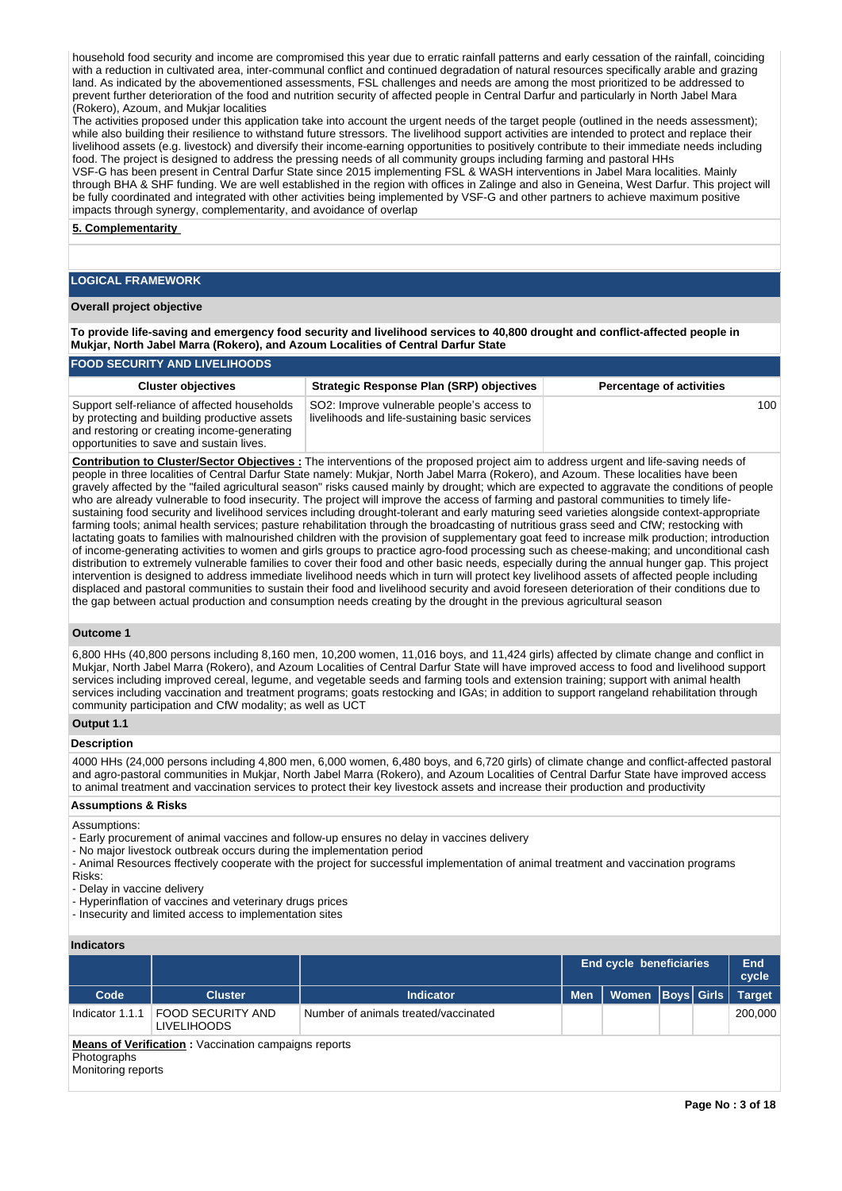household food security and income are compromised this year due to erratic rainfall patterns and early cessation of the rainfall, coinciding with a reduction in cultivated area, inter-communal conflict and continued degradation of natural resources specifically arable and grazing land. As indicated by the abovementioned assessments, FSL challenges and needs are among the most prioritized to be addressed to prevent further deterioration of the food and nutrition security of affected people in Central Darfur and particularly in North Jabel Mara (Rokero), Azoum, and Mukjar localities

The activities proposed under this application take into account the urgent needs of the target people (outlined in the needs assessment); while also building their resilience to withstand future stressors. The livelihood support activities are intended to protect and replace their livelihood assets (e.g. livestock) and diversify their income-earning opportunities to positively contribute to their immediate needs including food. The project is designed to address the pressing needs of all community groups including farming and pastoral HHs

VSF-G has been present in Central Darfur State since 2015 implementing FSL & WASH interventions in Jabel Mara localities. Mainly through BHA & SHF funding. We are well established in the region with offices in Zalinge and also in Geneina, West Darfur. This project will be fully coordinated and integrated with other activities being implemented by VSF-G and other partners to achieve maximum positive impacts through synergy, complementarity, and avoidance of overlap

**5. Complementarity**

## LOGICAL FRAMEWORK

### Overall project objective

**To provide life-saving and emergency food security and livelihood services to 40,800 drought and conflict-affected people in Mukjar, North Jabel Marra (Rokero), and Azoum Localities of Central Darfur State**

### FOOD SECURITY AND LIVELIHOODS

| Cluster objectives | Strategic Response Plan (SRP) objectives | Percentage of activities |
|---|---|---|
| Support self-reliance of affected households by protecting and building productive assets and restoring or creating income-generating opportunities to save and sustain lives. | SO2: Improve vulnerable people's access to livelihoods and life-sustaining basic services | 100 |

**Contribution to Cluster/Sector Objectives :** The interventions of the proposed project aim to address urgent and life-saving needs of people in three localities of Central Darfur State namely: Mukjar, North Jabel Marra (Rokero), and Azoum. These localities have been gravely affected by the "failed agricultural season" risks caused mainly by drought; which are expected to aggravate the conditions of people who are already vulnerable to food insecurity. The project will improve the access of farming and pastoral communities to timely life-sustaining food security and livelihood services including drought-tolerant and early maturing seed varieties alongside context-appropriate farming tools; animal health services; pasture rehabilitation through the broadcasting of nutritious grass seed and CfW; restocking with lactating goats to families with malnourished children with the provision of supplementary goat feed to increase milk production; introduction of income-generating activities to women and girls groups to practice agro-food processing such as cheese-making; and unconditional cash distribution to extremely vulnerable families to cover their food and other basic needs, especially during the annual hunger gap. This project intervention is designed to address immediate livelihood needs which in turn will protect key livelihood assets of affected people including displaced and pastoral communities to sustain their food and livelihood security and avoid foreseen deterioration of their conditions due to the gap between actual production and consumption needs creating by the drought in the previous agricultural season

### Outcome 1

6,800 HHs (40,800 persons including 8,160 men, 10,200 women, 11,016 boys, and 11,424 girls) affected by climate change and conflict in Mukjar, North Jabel Marra (Rokero), and Azoum Localities of Central Darfur State will have improved access to food and livelihood support services including improved cereal, legume, and vegetable seeds and farming tools and extension training; support with animal health services including vaccination and treatment programs; goats restocking and IGAs; in addition to support rangeland rehabilitation through community participation and CfW modality; as well as UCT

### Output 1.1

#### Description

4000 HHs (24,000 persons including 4,800 men, 6,000 women, 6,480 boys, and 6,720 girls) of climate change and conflict-affected pastoral and agro-pastoral communities in Mukjar, North Jabel Marra (Rokero), and Azoum Localities of Central Darfur State have improved access to animal treatment and vaccination services to protect their key livestock assets and increase their production and productivity

#### Assumptions & Risks

Assumptions:
- Early procurement of animal vaccines and follow-up ensures no delay in vaccines delivery
- No major livestock outbreak occurs during the implementation period
- Animal Resources ffectively cooperate with the project for successful implementation of animal treatment and vaccination programs

Risks:
- Delay in vaccine delivery
- Hyperinflation of vaccines and veterinary drugs prices
- Insecurity and limited access to implementation sites

#### Indicators

| | | | End cycle beneficiaries | | | | End cycle |
|---|---|---|---|---|---|---|---|
| Code | Cluster | Indicator | Men | Women | Boys | Girls | Target |
| Indicator 1.1.1 | FOOD SECURITY AND LIVELIHOODS | Number of animals treated/vaccinated | | | | | 200,000 |

**Means of Verification :** Vaccination campaigns reports
Photographs
Monitoring reports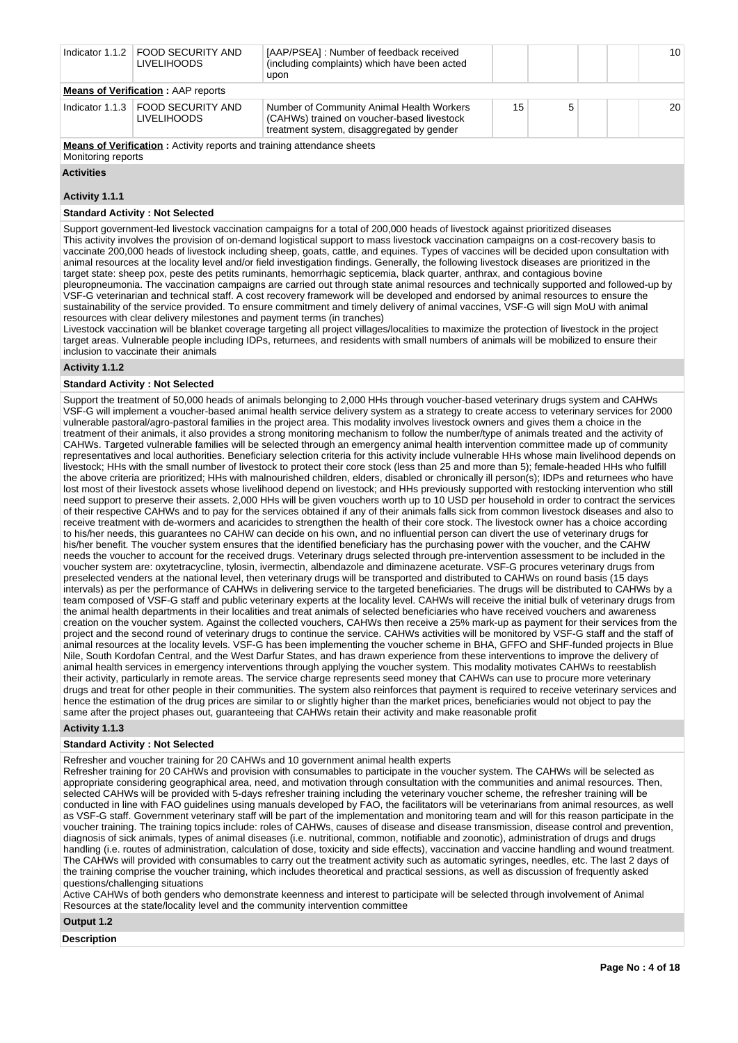| Indicator 1.1.2 | FOOD SECURITY AND LIVELIHOODS | [AAP/PSEA] : Number of feedback received (including complaints) which have been acted upon | | | | | 10 |
|---|---|---|---|---|---|---|---|

**Means of Verification :** AAP reports

| Indicator 1.1.3 | FOOD SECURITY AND LIVELIHOODS | Number of Community Animal Health Workers (CAHWs) trained on voucher-based livestock treatment system, disaggregated by gender | 15 | 5 | | | 20 |
|---|---|---|---|---|---|---|---|

**Means of Verification :** Activity reports and training attendance sheets
Monitoring reports

**Activities**

**Activity 1.1.1**

**Standard Activity : Not Selected**

Support government-led livestock vaccination campaigns for a total of 200,000 heads of livestock against prioritized diseases
This activity involves the provision of on-demand logistical support to mass livestock vaccination campaigns on a cost-recovery basis to vaccinate 200,000 heads of livestock including sheep, goats, cattle, and equines. Types of vaccines will be decided upon consultation with animal resources at the locality level and/or field investigation findings. Generally, the following livestock diseases are prioritized in the target state: sheep pox, peste des petits ruminants, hemorrhagic septicemia, black quarter, anthrax, and contagious bovine pleuropneumonia. The vaccination campaigns are carried out through state animal resources and technically supported and followed-up by VSF-G veterinarian and technical staff. A cost recovery framework will be developed and endorsed by animal resources to ensure the sustainability of the service provided. To ensure commitment and timely delivery of animal vaccines, VSF-G will sign MoU with animal resources with clear delivery milestones and payment terms (in tranches)
Livestock vaccination will be blanket coverage targeting all project villages/localities to maximize the protection of livestock in the project target areas. Vulnerable people including IDPs, returnees, and residents with small numbers of animals will be mobilized to ensure their inclusion to vaccinate their animals

**Activity 1.1.2**

**Standard Activity : Not Selected**

Support the treatment of 50,000 heads of animals belonging to 2,000 HHs through voucher-based veterinary drugs system and CAHWs
VSF-G will implement a voucher-based animal health service delivery system as a strategy to create access to veterinary services for 2000 vulnerable pastoral/agro-pastoral families in the project area. This modality involves livestock owners and gives them a choice in the treatment of their animals, it also provides a strong monitoring mechanism to follow the number/type of animals treated and the activity of CAHWs. Targeted vulnerable families will be selected through an emergency animal health intervention committee made up of community representatives and local authorities. Beneficiary selection criteria for this activity include vulnerable HHs whose main livelihood depends on livestock; HHs with the small number of livestock to protect their core stock (less than 25 and more than 5); female-headed HHs who fulfill the above criteria are prioritized; HHs with malnourished children, elders, disabled or chronically ill person(s); IDPs and returnees who have lost most of their livestock assets whose livelihood depend on livestock; and HHs previously supported with restocking intervention who still need support to preserve their assets. 2,000 HHs will be given vouchers worth up to 10 USD per household in order to contract the services of their respective CAHWs and to pay for the services obtained if any of their animals falls sick from common livestock diseases and also to receive treatment with de-wormers and acaricides to strengthen the health of their core stock. The livestock owner has a choice according to his/her needs, this guarantees no CAHW can decide on his own, and no influential person can divert the use of veterinary drugs for his/her benefit. The voucher system ensures that the identified beneficiary has the purchasing power with the voucher, and the CAHW needs the voucher to account for the received drugs. Veterinary drugs selected through pre-intervention assessment to be included in the voucher system are: oxytetracycline, tylosin, ivermectin, albendazole and diminazene aceturate. VSF-G procures veterinary drugs from preselected venders at the national level, then veterinary drugs will be transported and distributed to CAHWs on round basis (15 days intervals) as per the performance of CAHWs in delivering service to the targeted beneficiaries. The drugs will be distributed to CAHWs by a team composed of VSF-G staff and public veterinary experts at the locality level. CAHWs will receive the initial bulk of veterinary drugs from the animal health departments in their localities and treat animals of selected beneficiaries who have received vouchers and awareness creation on the voucher system. Against the collected vouchers, CAHWs then receive a 25% mark-up as payment for their services from the project and the second round of veterinary drugs to continue the service. CAHWs activities will be monitored by VSF-G staff and the staff of animal resources at the locality levels. VSF-G has been implementing the voucher scheme in BHA, GFFO and SHF-funded projects in Blue Nile, South Kordofan Central, and the West Darfur States, and has drawn experience from these interventions to improve the delivery of animal health services in emergency interventions through applying the voucher system. This modality motivates CAHWs to reestablish their activity, particularly in remote areas. The service charge represents seed money that CAHWs can use to procure more veterinary drugs and treat for other people in their communities. The system also reinforces that payment is required to receive veterinary services and hence the estimation of the drug prices are similar to or slightly higher than the market prices, beneficiaries would not object to pay the same after the project phases out, guaranteeing that CAHWs retain their activity and make reasonable profit

**Activity 1.1.3**

**Standard Activity : Not Selected**

Refresher and voucher training for 20 CAHWs and 10 government animal health experts
Refresher training for 20 CAHWs and provision with consumables to participate in the voucher system. The CAHWs will be selected as appropriate considering geographical area, need, and motivation through consultation with the communities and animal resources. Then, selected CAHWs will be provided with 5-days refresher training including the veterinary voucher scheme, the refresher training will be conducted in line with FAO guidelines using manuals developed by FAO, the facilitators will be veterinarians from animal resources, as well as VSF-G staff. Government veterinary staff will be part of the implementation and monitoring team and will for this reason participate in the voucher training. The training topics include: roles of CAHWs, causes of disease and disease transmission, disease control and prevention, diagnosis of sick animals, types of animal diseases (i.e. nutritional, common, notifiable and zoonotic), administration of drugs and drugs handling (i.e. routes of administration, calculation of dose, toxicity and side effects), vaccination and vaccine handling and wound treatment. The CAHWs will provided with consumables to carry out the treatment activity such as automatic syringes, needles, etc. The last 2 days of the training comprise the voucher training, which includes theoretical and practical sessions, as well as discussion of frequently asked questions/challenging situations
Active CAHWs of both genders who demonstrate keenness and interest to participate will be selected through involvement of Animal Resources at the state/locality level and the community intervention committee

**Output 1.2**

**Description**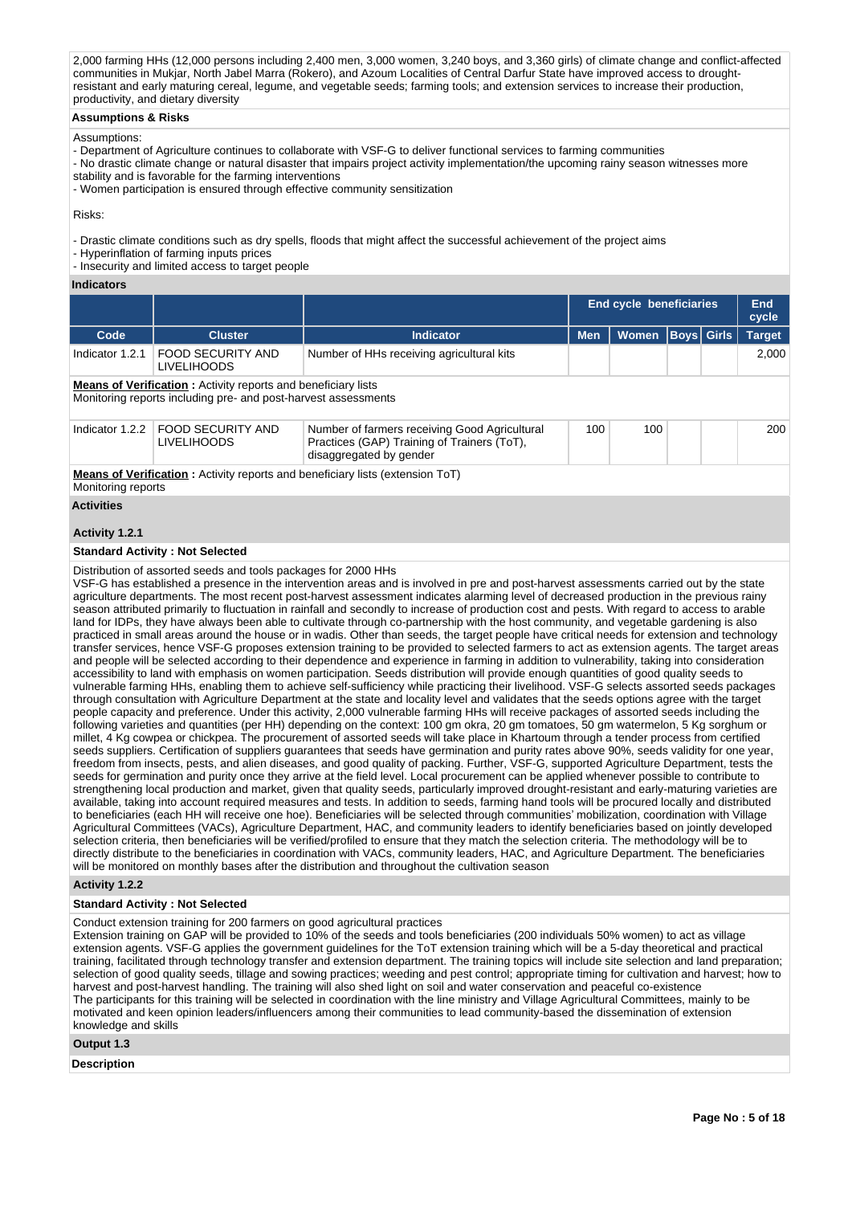2,000 farming HHs (12,000 persons including 2,400 men, 3,000 women, 3,240 boys, and 3,360 girls) of climate change and conflict-affected communities in Mukjar, North Jabel Marra (Rokero), and Azoum Localities of Central Darfur State have improved access to drought-resistant and early maturing cereal, legume, and vegetable seeds; farming tools; and extension services to increase their production, productivity, and dietary diversity

**Assumptions & Risks**

Assumptions:
- Department of Agriculture continues to collaborate with VSF-G to deliver functional services to farming communities
- No drastic climate change or natural disaster that impairs project activity implementation/the upcoming rainy season witnesses more stability and is favorable for the farming interventions
- Women participation is ensured through effective community sensitization

Risks:

- Drastic climate conditions such as dry spells, floods that might affect the successful achievement of the project aims
- Hyperinflation of farming inputs prices
- Insecurity and limited access to target people

**Indicators**

| | | | End cycle beneficiaries | | | | End cycle |
|---|---|---|---|---|---|---|---|
| Code | Cluster | Indicator | Men | Women | Boys | Girls | Target |
| Indicator 1.2.1 | FOOD SECURITY AND LIVELIHOODS | Number of HHs receiving agricultural kits | | | | | 2,000 |
| Indicator 1.2.2 | FOOD SECURITY AND LIVELIHOODS | Number of farmers receiving Good Agricultural Practices (GAP) Training of Trainers (ToT), disaggregated by gender | 100 | 100 | | | 200 |

Indicator 1.2.1 — **Means of Verification :** Activity reports and beneficiary lists
Monitoring reports including pre- and post-harvest assessments

Indicator 1.2.2 — **Means of Verification :** Activity reports and beneficiary lists (extension ToT)
Monitoring reports

**Activities**

**Activity 1.2.1**

**Standard Activity : Not Selected**

Distribution of assorted seeds and tools packages for 2000 HHs
VSF-G has established a presence in the intervention areas and is involved in pre and post-harvest assessments carried out by the state agriculture departments. The most recent post-harvest assessment indicates alarming level of decreased production in the previous rainy season attributed primarily to fluctuation in rainfall and secondly to increase of production cost and pests. With regard to access to arable land for IDPs, they have always been able to cultivate through co-partnership with the host community, and vegetable gardening is also practiced in small areas around the house or in wadis. Other than seeds, the target people have critical needs for extension and technology transfer services, hence VSF-G proposes extension training to be provided to selected farmers to act as extension agents. The target areas and people will be selected according to their dependence and experience in farming in addition to vulnerability, taking into consideration accessibility to land with emphasis on women participation. Seeds distribution will provide enough quantities of good quality seeds to vulnerable farming HHs, enabling them to achieve self-sufficiency while practicing their livelihood. VSF-G selects assorted seeds packages through consultation with Agriculture Department at the state and locality level and validates that the seeds options agree with the target people capacity and preference. Under this activity, 2,000 vulnerable farming HHs will receive packages of assorted seeds including the following varieties and quantities (per HH) depending on the context: 100 gm okra, 20 gm tomatoes, 50 gm watermelon, 5 Kg sorghum or millet, 4 Kg cowpea or chickpea. The procurement of assorted seeds will take place in Khartoum through a tender process from certified seeds suppliers. Certification of suppliers guarantees that seeds have germination and purity rates above 90%, seeds validity for one year, freedom from insects, pests, and alien diseases, and good quality of packing. Further, VSF-G, supported Agriculture Department, tests the seeds for germination and purity once they arrive at the field level. Local procurement can be applied whenever possible to contribute to strengthening local production and market, given that quality seeds, particularly improved drought-resistant and early-maturing varieties are available, taking into account required measures and tests. In addition to seeds, farming hand tools will be procured locally and distributed to beneficiaries (each HH will receive one hoe). Beneficiaries will be selected through communities' mobilization, coordination with Village Agricultural Committees (VACs), Agriculture Department, HAC, and community leaders to identify beneficiaries based on jointly developed selection criteria, then beneficiaries will be verified/profiled to ensure that they match the selection criteria. The methodology will be to directly distribute to the beneficiaries in coordination with VACs, community leaders, HAC, and Agriculture Department. The beneficiaries will be monitored on monthly bases after the distribution and throughout the cultivation season

**Activity 1.2.2**

**Standard Activity : Not Selected**

Conduct extension training for 200 farmers on good agricultural practices
Extension training on GAP will be provided to 10% of the seeds and tools beneficiaries (200 individuals 50% women) to act as village extension agents. VSF-G applies the government guidelines for the ToT extension training which will be a 5-day theoretical and practical training, facilitated through technology transfer and extension department. The training topics will include site selection and land preparation; selection of good quality seeds, tillage and sowing practices; weeding and pest control; appropriate timing for cultivation and harvest; how to harvest and post-harvest handling. The training will also shed light on soil and water conservation and peaceful co-existence
The participants for this training will be selected in coordination with the line ministry and Village Agricultural Committees, mainly to be motivated and keen opinion leaders/influencers among their communities to lead community-based the dissemination of extension knowledge and skills

**Output 1.3**

**Description**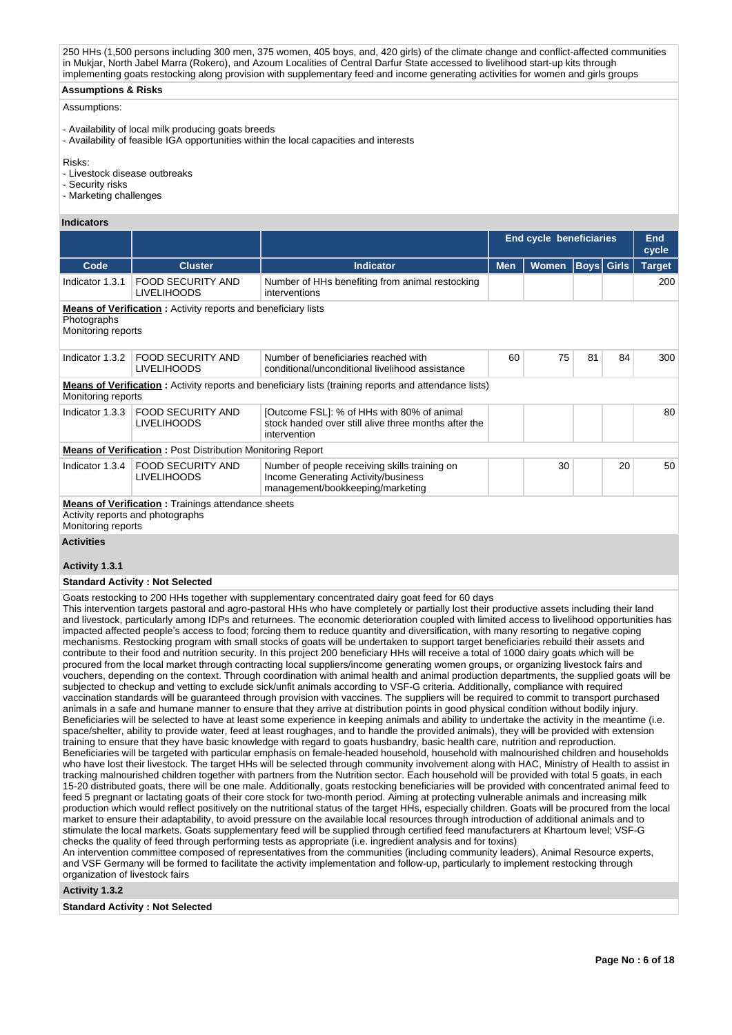250 HHs (1,500 persons including 300 men, 375 women, 405 boys, and, 420 girls) of the climate change and conflict-affected communities in Mukjar, North Jabel Marra (Rokero), and Azoum Localities of Central Darfur State accessed to livelihood start-up kits through implementing goats restocking along provision with supplementary feed and income generating activities for women and girls groups

**Assumptions & Risks**

Assumptions:

- Availability of local milk producing goats breeds
- Availability of feasible IGA opportunities within the local capacities and interests

Risks:
- Livestock disease outbreaks
- Security risks
- Marketing challenges

**Indicators**

| | | | End cycle beneficiaries | | | | End cycle |
|---|---|---|---|---|---|---|---|
| **Code** | **Cluster** | **Indicator** | **Men** | **Women** | **Boys** | **Girls** | **Target** |
| Indicator 1.3.1 | FOOD SECURITY AND LIVELIHOODS | Number of HHs benefiting from animal restocking interventions | | | | | 200 |
| **Means of Verification :** Activity reports and beneficiary lists<br>Photographs<br>Monitoring reports | | | | | | | |
| Indicator 1.3.2 | FOOD SECURITY AND LIVELIHOODS | Number of beneficiaries reached with conditional/unconditional livelihood assistance | 60 | 75 | 81 | 84 | 300 |
| **Means of Verification :** Activity reports and beneficiary lists (training reports and attendance lists)<br>Monitoring reports | | | | | | | |
| Indicator 1.3.3 | FOOD SECURITY AND LIVELIHOODS | [Outcome FSL]: % of HHs with 80% of animal stock handed over still alive three months after the intervention | | | | | 80 |
| **Means of Verification :** Post Distribution Monitoring Report | | | | | | | |
| Indicator 1.3.4 | FOOD SECURITY AND LIVELIHOODS | Number of people receiving skills training on Income Generating Activity/business management/bookkeeping/marketing | | 30 | | 20 | 50 |
| **Means of Verification :** Trainings attendance sheets<br>Activity reports and photographs<br>Monitoring reports | | | | | | | |

**Activities**

**Activity 1.3.1**

**Standard Activity : Not Selected**

Goats restocking to 200 HHs together with supplementary concentrated dairy goat feed for 60 days
This intervention targets pastoral and agro-pastoral HHs who have completely or partially lost their productive assets including their land and livestock, particularly among IDPs and returnees. The economic deterioration coupled with limited access to livelihood opportunities has impacted affected people's access to food; forcing them to reduce quantity and diversification, with many resorting to negative coping mechanisms. Restocking program with small stocks of goats will be undertaken to support target beneficiaries rebuild their assets and contribute to their food and nutrition security. In this project 200 beneficiary HHs will receive a total of 1000 dairy goats which will be procured from the local market through contracting local suppliers/income generating women groups, or organizing livestock fairs and vouchers, depending on the context. Through coordination with animal health and animal production departments, the supplied goats will be subjected to checkup and vetting to exclude sick/unfit animals according to VSF-G criteria. Additionally, compliance with required vaccination standards will be guaranteed through provision with vaccines. The suppliers will be required to commit to transport purchased animals in a safe and humane manner to ensure that they arrive at distribution points in good physical condition without bodily injury. Beneficiaries will be selected to have at least some experience in keeping animals and ability to undertake the activity in the meantime (i.e. space/shelter, ability to provide water, feed at least roughages, and to handle the provided animals), they will be provided with extension training to ensure that they have basic knowledge with regard to goats husbandry, basic health care, nutrition and reproduction. Beneficiaries will be targeted with particular emphasis on female-headed household, household with malnourished children and households who have lost their livestock. The target HHs will be selected through community involvement along with HAC, Ministry of Health to assist in tracking malnourished children together with partners from the Nutrition sector. Each household will be provided with total 5 goats, in each 15-20 distributed goats, there will be one male. Additionally, goats restocking beneficiaries will be provided with concentrated animal feed to feed 5 pregnant or lactating goats of their core stock for two-month period. Aiming at protecting vulnerable animals and increasing milk production which would reflect positively on the nutritional status of the target HHs, especially children. Goats will be procured from the local market to ensure their adaptability, to avoid pressure on the available local resources through introduction of additional animals and to stimulate the local markets. Goats supplementary feed will be supplied through certified feed manufacturers at Khartoum level; VSF-G checks the quality of feed through performing tests as appropriate (i.e. ingredient analysis and for toxins)
An intervention committee composed of representatives from the communities (including community leaders), Animal Resource experts, and VSF Germany will be formed to facilitate the activity implementation and follow-up, particularly to implement restocking through organization of livestock fairs

**Activity 1.3.2**

**Standard Activity : Not Selected**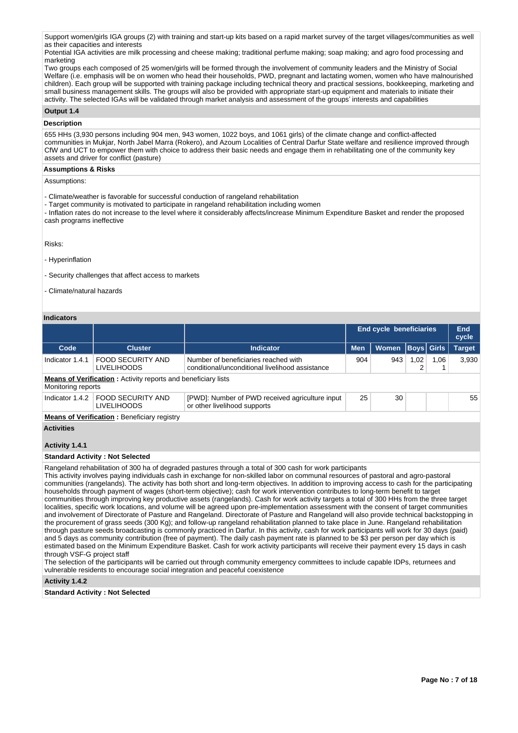Support women/girls IGA groups (2) with training and start-up kits based on a rapid market survey of the target villages/communities as well as their capacities and interests

Potential IGA activities are milk processing and cheese making; traditional perfume making; soap making; and agro food processing and marketing

Two groups each composed of 25 women/girls will be formed through the involvement of community leaders and the Ministry of Social Welfare (i.e. emphasis will be on women who head their households, PWD, pregnant and lactating women, women who have malnourished children). Each group will be supported with training package including technical theory and practical sessions, bookkeeping, marketing and small business management skills. The groups will also be provided with appropriate start-up equipment and materials to initiate their activity. The selected IGAs will be validated through market analysis and assessment of the groups' interests and capabilities

### Output 1.4

**Description**

655 HHs (3,930 persons including 904 men, 943 women, 1022 boys, and 1061 girls) of the climate change and conflict-affected communities in Mukjar, North Jabel Marra (Rokero), and Azoum Localities of Central Darfur State welfare and resilience improved through CfW and UCT to empower them with choice to address their basic needs and engage them in rehabilitating one of the community key assets and driver for conflict (pasture)

**Assumptions & Risks**

Assumptions:

- Climate/weather is favorable for successful conduction of rangeland rehabilitation
- Target community is motivated to participate in rangeland rehabilitation including women
- Inflation rates do not increase to the level where it considerably affects/increase Minimum Expenditure Basket and render the proposed cash programs ineffective

Risks:

- Hyperinflation

- Security challenges that affect access to markets

- Climate/natural hazards

**Indicators**

| | | | End cycle beneficiaries | | | | End cycle |
|---|---|---|---|---|---|---|---|
| Code | Cluster | Indicator | Men | Women | Boys | Girls | Target |
| Indicator 1.4.1 | FOOD SECURITY AND LIVELIHOODS | Number of beneficiaries reached with conditional/unconditional livelihood assistance | 904 | 943 | 1,022 | 1,061 | 3,930 |
| **Means of Verification :** Activity reports and beneficiary lists Monitoring reports | | | | | | | |
| Indicator 1.4.2 | FOOD SECURITY AND LIVELIHOODS | [PWD]: Number of PWD received agriculture input or other livelihood supports | 25 | 30 | | | 55 |
| **Means of Verification :** Beneficiary registry | | | | | | | |

**Activities**

**Activity 1.4.1**

**Standard Activity : Not Selected**

Rangeland rehabilitation of 300 ha of degraded pastures through a total of 300 cash for work participants

This activity involves paying individuals cash in exchange for non-skilled labor on communal resources of pastoral and agro-pastoral communities (rangelands). The activity has both short and long-term objectives. In addition to improving access to cash for the participating households through payment of wages (short-term objective); cash for work intervention contributes to long-term benefit to target communities through improving key productive assets (rangelands). Cash for work activity targets a total of 300 HHs from the three target localities, specific work locations, and volume will be agreed upon pre-implementation assessment with the consent of target communities and involvement of Directorate of Pasture and Rangeland. Directorate of Pasture and Rangeland will also provide technical backstopping in the procurement of grass seeds (300 Kg); and follow-up rangeland rehabilitation planned to take place in June. Rangeland rehabilitation through pasture seeds broadcasting is commonly practiced in Darfur. In this activity, cash for work participants will work for 30 days (paid) and 5 days as community contribution (free of payment). The daily cash payment rate is planned to be $3 per person per day which is estimated based on the Minimum Expenditure Basket. Cash for work activity participants will receive their payment every 15 days in cash through VSF-G project staff

The selection of the participants will be carried out through community emergency committees to include capable IDPs, returnees and vulnerable residents to encourage social integration and peaceful coexistence

**Activity 1.4.2**

**Standard Activity : Not Selected**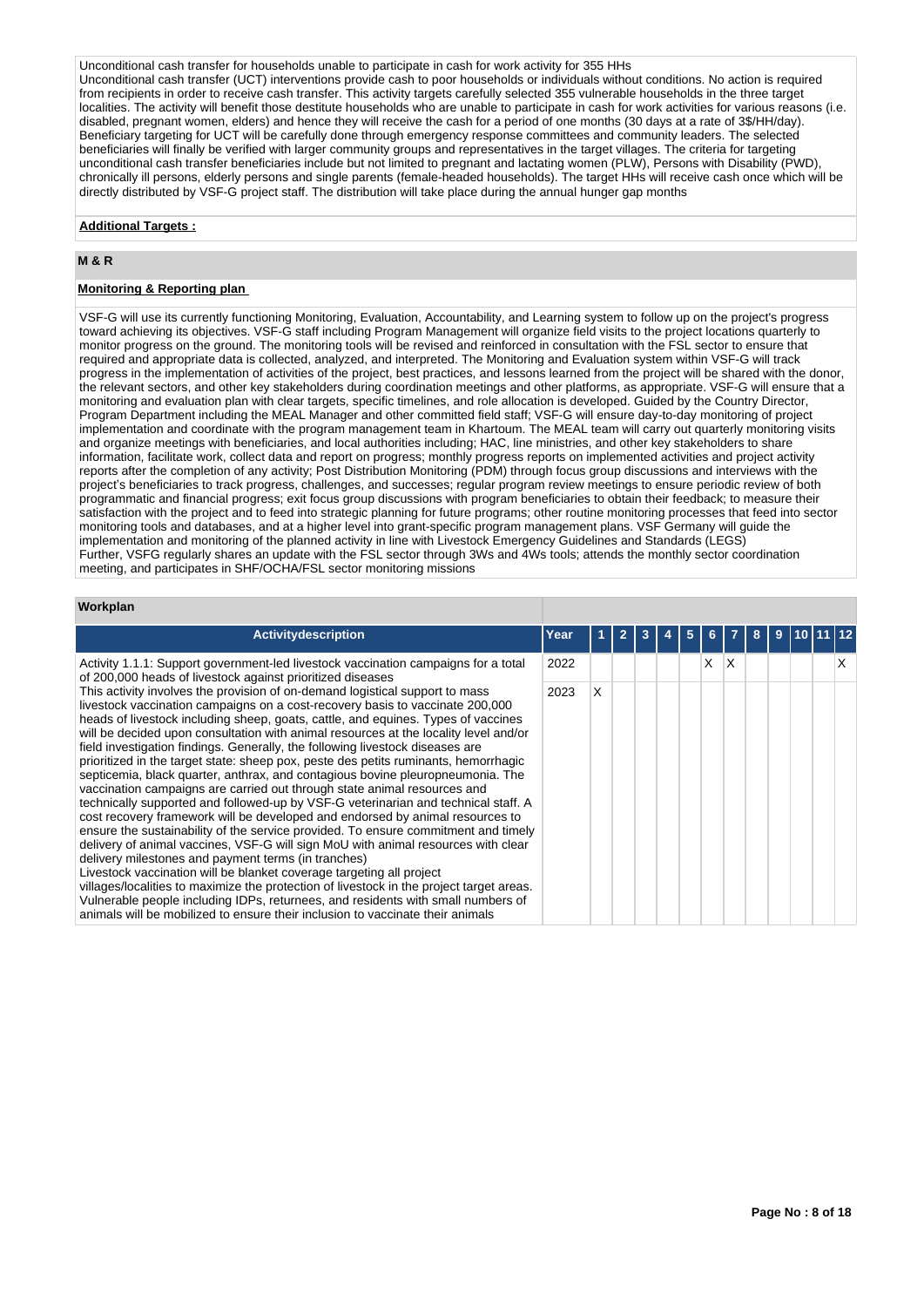Unconditional cash transfer for households unable to participate in cash for work activity for 355 HHs
Unconditional cash transfer (UCT) interventions provide cash to poor households or individuals without conditions. No action is required from recipients in order to receive cash transfer. This activity targets carefully selected 355 vulnerable households in the three target localities. The activity will benefit those destitute households who are unable to participate in cash for work activities for various reasons (i.e. disabled, pregnant women, elders) and hence they will receive the cash for a period of one months (30 days at a rate of 3$/HH/day). Beneficiary targeting for UCT will be carefully done through emergency response committees and community leaders. The selected beneficiaries will finally be verified with larger community groups and representatives in the target villages. The criteria for targeting unconditional cash transfer beneficiaries include but not limited to pregnant and lactating women (PLW), Persons with Disability (PWD), chronically ill persons, elderly persons and single parents (female-headed households). The target HHs will receive cash once which will be directly distributed by VSF-G project staff. The distribution will take place during the annual hunger gap months

**Additional Targets :**

## M & R

**Monitoring & Reporting plan**

VSF-G will use its currently functioning Monitoring, Evaluation, Accountability, and Learning system to follow up on the project's progress toward achieving its objectives. VSF-G staff including Program Management will organize field visits to the project locations quarterly to monitor progress on the ground. The monitoring tools will be revised and reinforced in consultation with the FSL sector to ensure that required and appropriate data is collected, analyzed, and interpreted. The Monitoring and Evaluation system within VSF-G will track progress in the implementation of activities of the project, best practices, and lessons learned from the project will be shared with the donor, the relevant sectors, and other key stakeholders during coordination meetings and other platforms, as appropriate. VSF-G will ensure that a monitoring and evaluation plan with clear targets, specific timelines, and role allocation is developed. Guided by the Country Director, Program Department including the MEAL Manager and other committed field staff; VSF-G will ensure day-to-day monitoring of project implementation and coordinate with the program management team in Khartoum. The MEAL team will carry out quarterly monitoring visits and organize meetings with beneficiaries, and local authorities including; HAC, line ministries, and other key stakeholders to share information, facilitate work, collect data and report on progress; monthly progress reports on implemented activities and project activity reports after the completion of any activity; Post Distribution Monitoring (PDM) through focus group discussions and interviews with the project's beneficiaries to track progress, challenges, and successes; regular program review meetings to ensure periodic review of both programmatic and financial progress; exit focus group discussions with program beneficiaries to obtain their feedback; to measure their satisfaction with the project and to feed into strategic planning for future programs; other routine monitoring processes that feed into sector monitoring tools and databases, and at a higher level into grant-specific program management plans. VSF Germany will guide the implementation and monitoring of the planned activity in line with Livestock Emergency Guidelines and Standards (LEGS)
Further, VSFG regularly shares an update with the FSL sector through 3Ws and 4Ws tools; attends the monthly sector coordination meeting, and participates in SHF/OCHA/FSL sector monitoring missions

## Workplan

| Activitydescription | Year | 1 | 2 | 3 | 4 | 5 | 6 | 7 | 8 | 9 | 10 | 11 | 12 |
|---|---|---|---|---|---|---|---|---|---|---|---|---|---|
| Activity 1.1.1: Support government-led livestock vaccination campaigns for a total of 200,000 heads of livestock against prioritized diseases<br>This activity involves the provision of on-demand logistical support to mass livestock vaccination campaigns on a cost-recovery basis to vaccinate 200,000 heads of livestock including sheep, goats, cattle, and equines. Types of vaccines will be decided upon consultation with animal resources at the locality level and/or field investigation findings. Generally, the following livestock diseases are prioritized in the target state: sheep pox, peste des petits ruminants, hemorrhagic septicemia, black quarter, anthrax, and contagious bovine pleuropneumonia. The vaccination campaigns are carried out through state animal resources and technically supported and followed-up by VSF-G veterinarian and technical staff. A cost recovery framework will be developed and endorsed by animal resources to ensure the sustainability of the service provided. To ensure commitment and timely delivery of animal vaccines, VSF-G will sign MoU with animal resources with clear delivery milestones and payment terms (in tranches)<br>Livestock vaccination will be blanket coverage targeting all project villages/localities to maximize the protection of livestock in the project target areas. Vulnerable people including IDPs, returnees, and residents with small numbers of animals will be mobilized to ensure their inclusion to vaccinate their animals | 2022 | | | | | | X | X | | | | | X |
| | 2023 | X | | | | | | | | | | | |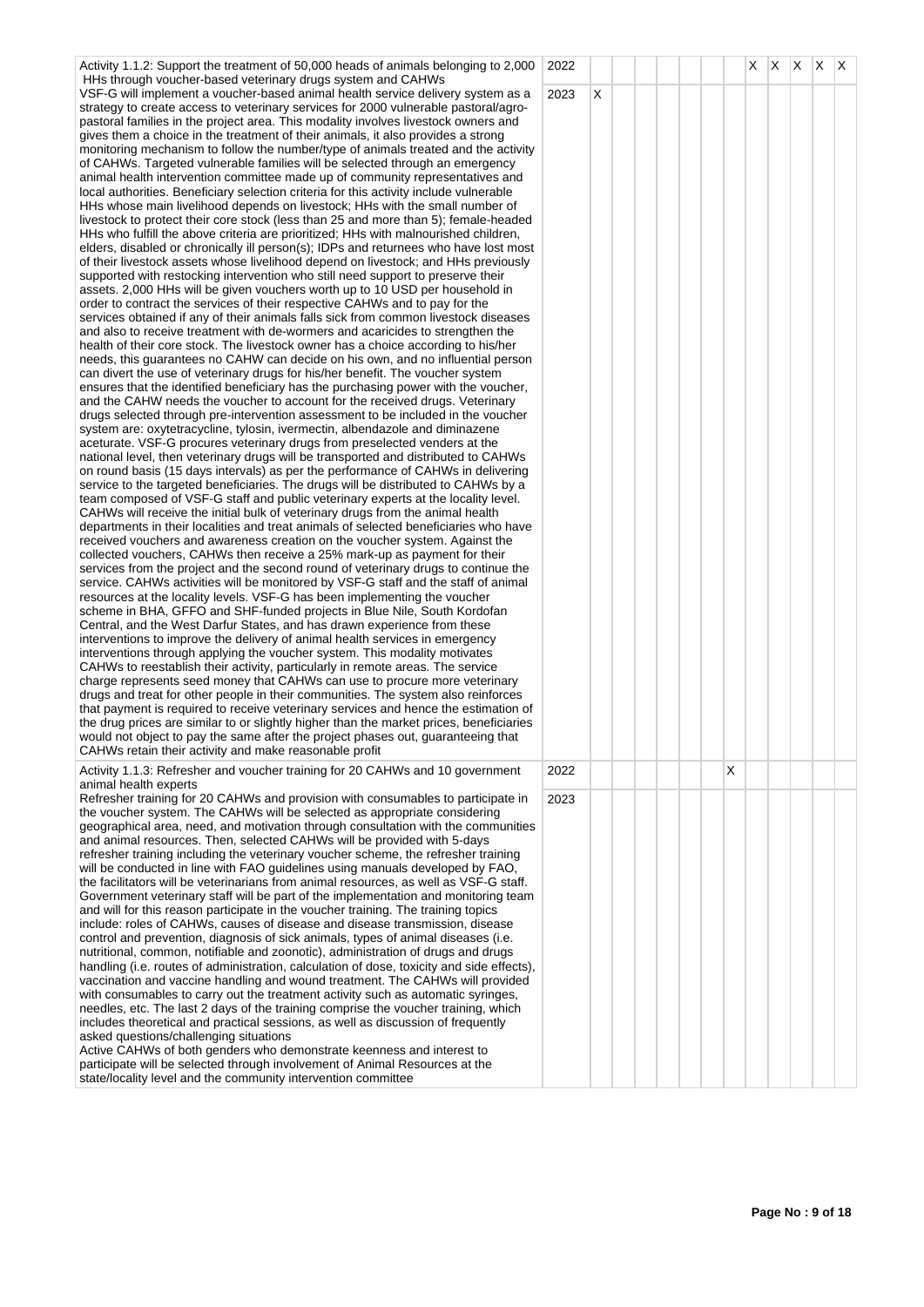| | | | | | | | | | | | | | |
|---|---|---|---|---|---|---|---|---|---|---|---|---|---|
| Activity 1.1.2: Support the treatment of 50,000 heads of animals belonging to 2,000 HHs through voucher-based veterinary drugs system and CAHWs | 2022 | | | | | | | | X | X | X | X | X |
| VSF-G will implement a voucher-based animal health service delivery system as a strategy to create access to veterinary services for 2000 vulnerable pastoral/agro-pastoral families in the project area. This modality involves livestock owners and gives them a choice in the treatment of their animals, it also provides a strong monitoring mechanism to follow the number/type of animals treated and the activity of CAHWs. Targeted vulnerable families will be selected through an emergency animal health intervention committee made up of community representatives and local authorities. Beneficiary selection criteria for this activity include vulnerable HHs whose main livelihood depends on livestock; HHs with the small number of livestock to protect their core stock (less than 25 and more than 5); female-headed HHs who fulfill the above criteria are prioritized; HHs with malnourished children, elders, disabled or chronically ill person(s); IDPs and returnees who have lost most of their livestock assets whose livelihood depend on livestock; and HHs previously supported with restocking intervention who still need support to preserve their assets. 2,000 HHs will be given vouchers worth up to 10 USD per household in order to contract the services of their respective CAHWs and to pay for the services obtained if any of their animals falls sick from common livestock diseases and also to receive treatment with de-wormers and acaricides to strengthen the health of their core stock. The livestock owner has a choice according to his/her needs, this guarantees no CAHW can decide on his own, and no influential person can divert the use of veterinary drugs for his/her benefit. The voucher system ensures that the identified beneficiary has the purchasing power with the voucher, and the CAHW needs the voucher to account for the received drugs. Veterinary drugs selected through pre-intervention assessment to be included in the voucher system are: oxytetracycline, tylosin, ivermectin, albendazole and diminazene aceturate. VSF-G procures veterinary drugs from preselected venders at the national level, then veterinary drugs will be transported and distributed to CAHWs on round basis (15 days intervals) as per the performance of CAHWs in delivering service to the targeted beneficiaries. The drugs will be distributed to CAHWs by a team composed of VSF-G staff and public veterinary experts at the locality level. CAHWs will receive the initial bulk of veterinary drugs from the animal health departments in their localities and treat animals of selected beneficiaries who have received vouchers and awareness creation on the voucher system. Against the collected vouchers, CAHWs then receive a 25% mark-up as payment for their services from the project and the second round of veterinary drugs to continue the service. CAHWs activities will be monitored by VSF-G staff and the staff of animal resources at the locality levels. VSF-G has been implementing the voucher scheme in BHA, GFFO and SHF-funded projects in Blue Nile, South Kordofan Central, and the West Darfur States, and has drawn experience from these interventions to improve the delivery of animal health services in emergency interventions through applying the voucher system. This modality motivates CAHWs to reestablish their activity, particularly in remote areas. The service charge represents seed money that CAHWs can use to procure more veterinary drugs and treat for other people in their communities. The system also reinforces that payment is required to receive veterinary services and hence the estimation of the drug prices are similar to or slightly higher than the market prices, beneficiaries would not object to pay the same after the project phases out, guaranteeing that CAHWs retain their activity and make reasonable profit | 2023 | X | | | | | | | | | | | |
| Activity 1.1.3: Refresher and voucher training for 20 CAHWs and 10 government animal health experts | 2022 | | | | | | | X | | | | | |
| Refresher training for 20 CAHWs and provision with consumables to participate in the voucher system. The CAHWs will be selected as appropriate considering geographical area, need, and motivation through consultation with the communities and animal resources. Then, selected CAHWs will be provided with 5-days refresher training including the veterinary voucher scheme, the refresher training will be conducted in line with FAO guidelines using manuals developed by FAO, the facilitators will be veterinarians from animal resources, as well as VSF-G staff. Government veterinary staff will be part of the implementation and monitoring team and will for this reason participate in the voucher training. The training topics include: roles of CAHWs, causes of disease and disease transmission, disease control and prevention, diagnosis of sick animals, types of animal diseases (i.e. nutritional, common, notifiable and zoonotic), administration of drugs and drugs handling (i.e. routes of administration, calculation of dose, toxicity and side effects), vaccination and vaccine handling and wound treatment. The CAHWs will provided with consumables to carry out the treatment activity such as automatic syringes, needles, etc. The last 2 days of the training comprise the voucher training, which includes theoretical and practical sessions, as well as discussion of frequently asked questions/challenging situations<br>Active CAHWs of both genders who demonstrate keenness and interest to participate will be selected through involvement of Animal Resources at the state/locality level and the community intervention committee | 2023 | | | | | | | | | | | | |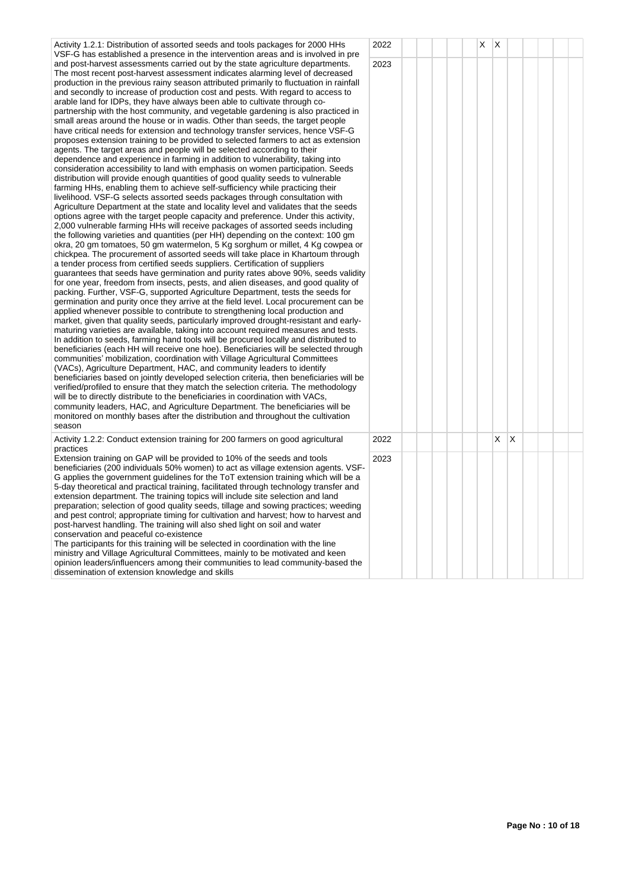| | | | | | | | | | | | | | |
|---|---|---|---|---|---|---|---|---|---|---|---|---|---|
| Activity 1.2.1: Distribution of assorted seeds and tools packages for 2000 HHs<br>VSF-G has established a presence in the intervention areas and is involved in pre and post-harvest assessments carried out by the state agriculture departments. The most recent post-harvest assessment indicates alarming level of decreased production in the previous rainy season attributed primarily to fluctuation in rainfall and secondly to increase of production cost and pests. With regard to access to arable land for IDPs, they have always been able to cultivate through co-partnership with the host community, and vegetable gardening is also practiced in small areas around the house or in wadis. Other than seeds, the target people have critical needs for extension and technology transfer services, hence VSF-G proposes extension training to be provided to selected farmers to act as extension agents. The target areas and people will be selected according to their dependence and experience in farming in addition to vulnerability, taking into consideration accessibility to land with emphasis on women participation. Seeds distribution will provide enough quantities of good quality seeds to vulnerable farming HHs, enabling them to achieve self-sufficiency while practicing their livelihood. VSF-G selects assorted seeds packages through consultation with Agriculture Department at the state and locality level and validates that the seeds options agree with the target people capacity and preference. Under this activity, 2,000 vulnerable farming HHs will receive packages of assorted seeds including the following varieties and quantities (per HH) depending on the context: 100 gm okra, 20 gm tomatoes, 50 gm watermelon, 5 Kg sorghum or millet, 4 Kg cowpea or chickpea. The procurement of assorted seeds will take place in Khartoum through a tender process from certified seeds suppliers. Certification of suppliers guarantees that seeds have germination and purity rates above 90%, seeds validity for one year, freedom from insects, pests, and alien diseases, and good quality of packing. Further, VSF-G, supported Agriculture Department, tests the seeds for germination and purity once they arrive at the field level. Local procurement can be applied whenever possible to contribute to strengthening local production and market, given that quality seeds, particularly improved drought-resistant and early-maturing varieties are available, taking into account required measures and tests. In addition to seeds, farming hand tools will be procured locally and distributed to beneficiaries (each HH will receive one hoe). Beneficiaries will be selected through communities' mobilization, coordination with Village Agricultural Committees (VACs), Agriculture Department, HAC, and community leaders to identify beneficiaries based on jointly developed selection criteria, then beneficiaries will be verified/profiled to ensure that they match the selection criteria. The methodology will be to directly distribute to the beneficiaries in coordination with VACs, community leaders, HAC, and Agriculture Department. The beneficiaries will be monitored on monthly bases after the distribution and throughout the cultivation season | 2022 | | | | | | X | X | | | | | |
| | 2023 | | | | | | | | | | | | |
| Activity 1.2.2: Conduct extension training for 200 farmers on good agricultural practices<br>Extension training on GAP will be provided to 10% of the seeds and tools beneficiaries (200 individuals 50% women) to act as village extension agents. VSF-G applies the government guidelines for the ToT extension training which will be a 5-day theoretical and practical training, facilitated through technology transfer and extension department. The training topics will include site selection and land preparation; selection of good quality seeds, tillage and sowing practices; weeding and pest control; appropriate timing for cultivation and harvest; how to harvest and post-harvest handling. The training will also shed light on soil and water conservation and peaceful co-existence<br>The participants for this training will be selected in coordination with the line ministry and Village Agricultural Committees, mainly to be motivated and keen opinion leaders/influencers among their communities to lead community-based the dissemination of extension knowledge and skills | 2022 | | | | | | | X | X | | | | |
| | 2023 | | | | | | | | | | | | |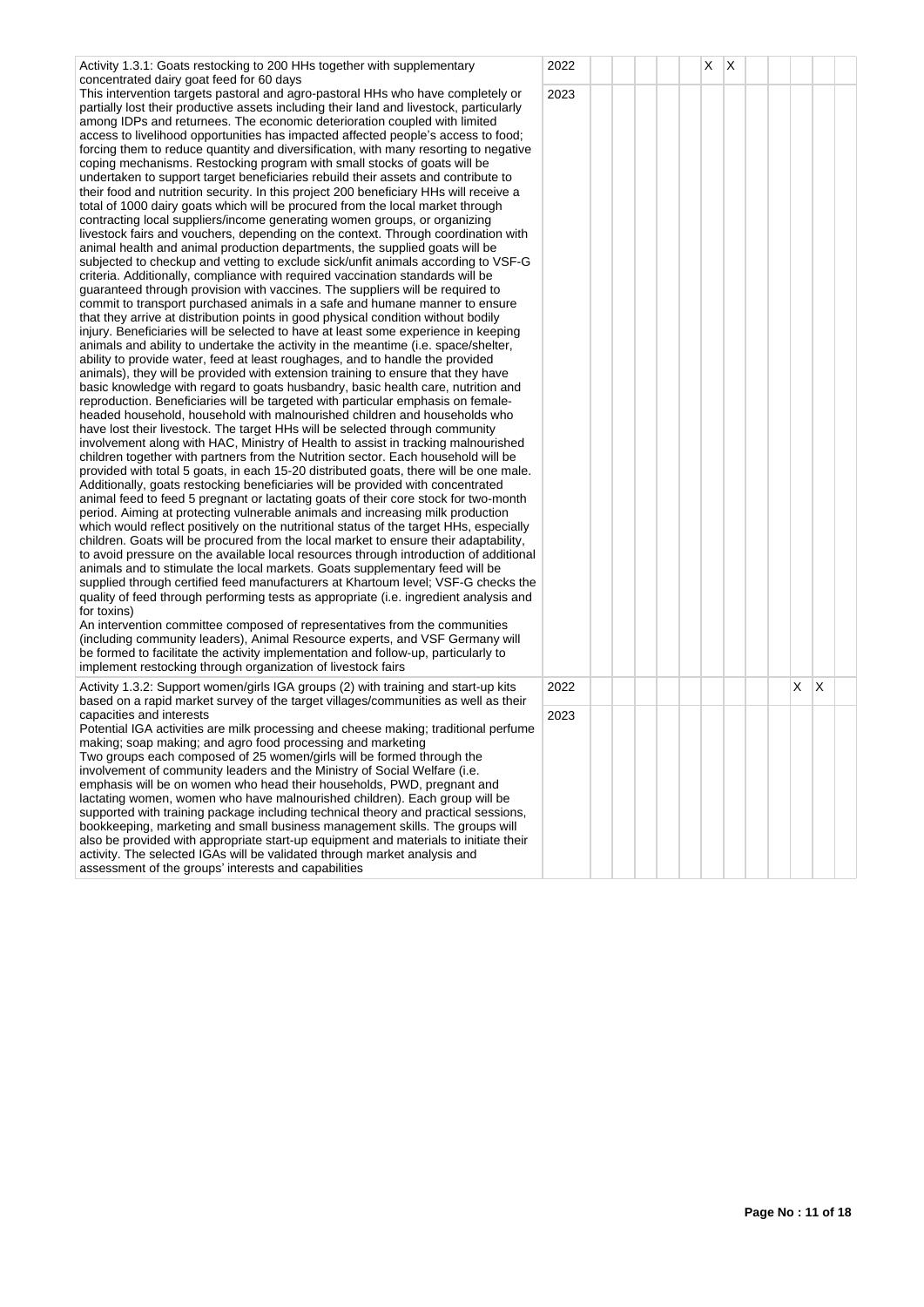| | | | | | | | | | | | | | |
|---|---|---|---|---|---|---|---|---|---|---|---|---|---|
| Activity 1.3.1: Goats restocking to 200 HHs together with supplementary concentrated dairy goat feed for 60 days | 2022 | | | | | | X | X | | | | | |
| This intervention targets pastoral and agro-pastoral HHs who have completely or partially lost their productive assets including their land and livestock, particularly among IDPs and returnees. The economic deterioration coupled with limited access to livelihood opportunities has impacted affected people's access to food; forcing them to reduce quantity and diversification, with many resorting to negative coping mechanisms. Restocking program with small stocks of goats will be undertaken to support target beneficiaries rebuild their assets and contribute to their food and nutrition security. In this project 200 beneficiary HHs will receive a total of 1000 dairy goats which will be procured from the local market through contracting local suppliers/income generating women groups, or organizing livestock fairs and vouchers, depending on the context. Through coordination with animal health and animal production departments, the supplied goats will be subjected to checkup and vetting to exclude sick/unfit animals according to VSF-G criteria. Additionally, compliance with required vaccination standards will be guaranteed through provision with vaccines. The suppliers will be required to commit to transport purchased animals in a safe and humane manner to ensure that they arrive at distribution points in good physical condition without bodily injury. Beneficiaries will be selected to have at least some experience in keeping animals and ability to undertake the activity in the meantime (i.e. space/shelter, ability to provide water, feed at least roughages, and to handle the provided animals), they will be provided with extension training to ensure that they have basic knowledge with regard to goats husbandry, basic health care, nutrition and reproduction. Beneficiaries will be targeted with particular emphasis on female-headed household, household with malnourished children and households who have lost their livestock. The target HHs will be selected through community involvement along with HAC, Ministry of Health to assist in tracking malnourished children together with partners from the Nutrition sector. Each household will be provided with total 5 goats, in each 15-20 distributed goats, there will be one male. Additionally, goats restocking beneficiaries will be provided with concentrated animal feed to feed 5 pregnant or lactating goats of their core stock for two-month period. Aiming at protecting vulnerable animals and increasing milk production which would reflect positively on the nutritional status of the target HHs, especially children. Goats will be procured from the local market to ensure their adaptability, to avoid pressure on the available local resources through introduction of additional animals and to stimulate the local markets. Goats supplementary feed will be supplied through certified feed manufacturers at Khartoum level; VSF-G checks the quality of feed through performing tests as appropriate (i.e. ingredient analysis and for toxins)<br>An intervention committee composed of representatives from the communities (including community leaders), Animal Resource experts, and VSF Germany will be formed to facilitate the activity implementation and follow-up, particularly to implement restocking through organization of livestock fairs | 2023 | | | | | | | | | | | | |
| Activity 1.3.2: Support women/girls IGA groups (2) with training and start-up kits based on a rapid market survey of the target villages/communities as well as their capacities and interests | 2022 | | | | | | | | | | X | X | |
| Potential IGA activities are milk processing and cheese making; traditional perfume making; soap making; and agro food processing and marketing<br>Two groups each composed of 25 women/girls will be formed through the involvement of community leaders and the Ministry of Social Welfare (i.e. emphasis will be on women who head their households, PWD, pregnant and lactating women, women who have malnourished children). Each group will be supported with training package including technical theory and practical sessions, bookkeeping, marketing and small business management skills. The groups will also be provided with appropriate start-up equipment and materials to initiate their activity. The selected IGAs will be validated through market analysis and assessment of the groups' interests and capabilities | 2023 | | | | | | | | | | | | |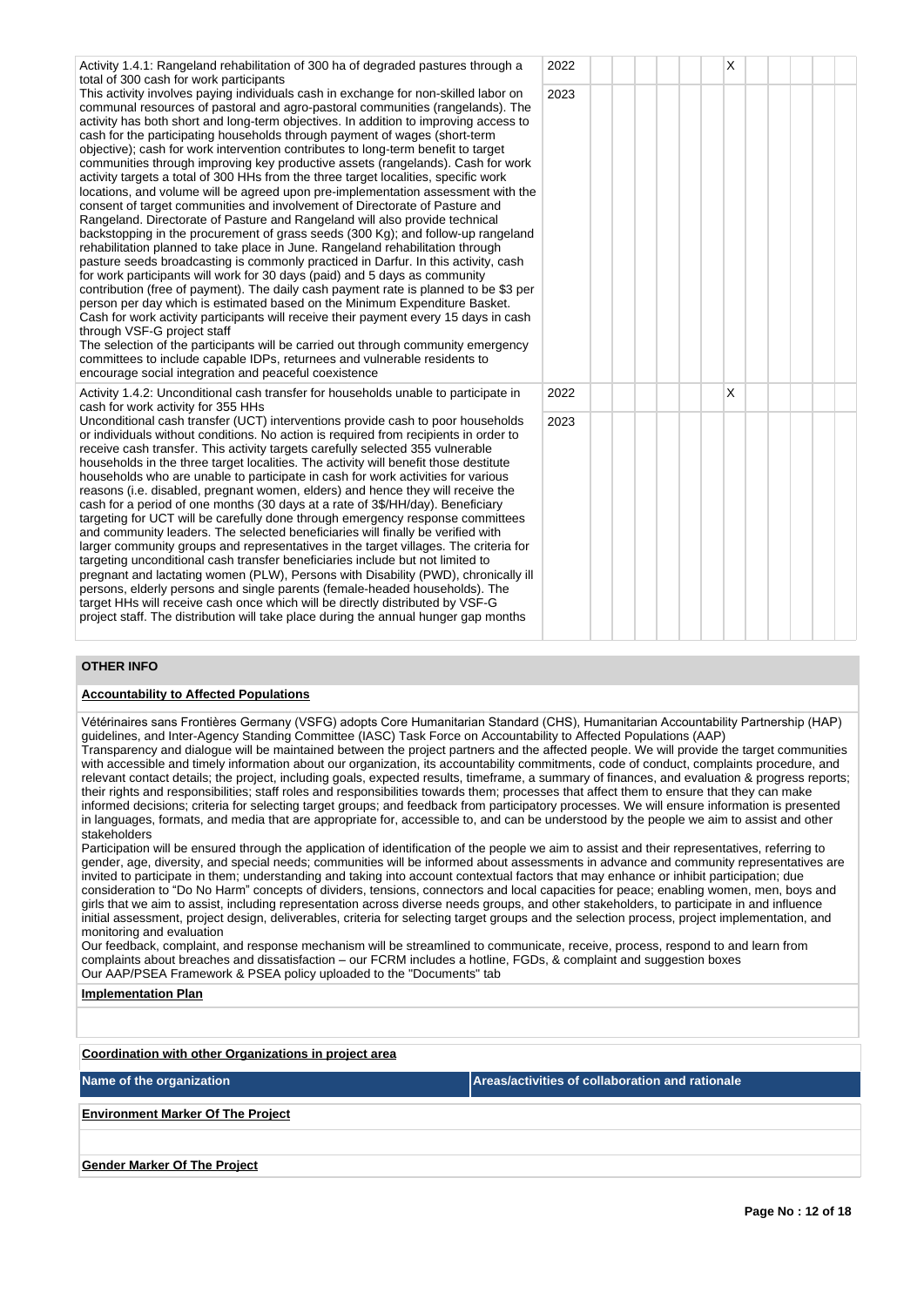| Activity | Year | 1 | 2 | 3 | 4 | 5 | 6 | 7 | 8 | 9 | 10 | 11 | 12 |
|---|---|---|---|---|---|---|---|---|---|---|---|---|---|
| Activity 1.4.1: Rangeland rehabilitation of 300 ha of degraded pastures through a total of 300 cash for work participants<br>This activity involves paying individuals cash in exchange for non-skilled labor on communal resources of pastoral and agro-pastoral communities (rangelands). The activity has both short and long-term objectives. In addition to improving access to cash for the participating households through payment of wages (short-term objective); cash for work intervention contributes to long-term benefit to target communities through improving key productive assets (rangelands). Cash for work activity targets a total of 300 HHs from the three target localities, specific work locations, and volume will be agreed upon pre-implementation assessment with the consent of target communities and involvement of Directorate of Pasture and Rangeland. Directorate of Pasture and Rangeland will also provide technical backstopping in the procurement of grass seeds (300 Kg); and follow-up rangeland rehabilitation planned to take place in June. Rangeland rehabilitation through pasture seeds broadcasting is commonly practiced in Darfur. In this activity, cash for work participants will work for 30 days (paid) and 5 days as community contribution (free of payment). The daily cash payment rate is planned to be $3 per person per day which is estimated based on the Minimum Expenditure Basket. Cash for work activity participants will receive their payment every 15 days in cash through VSF-G project staff<br>The selection of the participants will be carried out through community emergency committees to include capable IDPs, returnees and vulnerable residents to encourage social integration and peaceful coexistence | 2022 | | | | | | | X | | | | | |
| | 2023 | | | | | | | | | | | | |
| Activity 1.4.2: Unconditional cash transfer for households unable to participate in cash for work activity for 355 HHs<br>Unconditional cash transfer (UCT) interventions provide cash to poor households or individuals without conditions. No action is required from recipients in order to receive cash transfer. This activity targets carefully selected 355 vulnerable households in the three target localities. The activity will benefit those destitute households who are unable to participate in cash for work activities for various reasons (i.e. disabled, pregnant women, elders) and hence they will receive the cash for a period of one months (30 days at a rate of 3$/HH/day). Beneficiary targeting for UCT will be carefully done through emergency response committees and community leaders. The selected beneficiaries will finally be verified with larger community groups and representatives in the target villages. The criteria for targeting unconditional cash transfer beneficiaries include but not limited to pregnant and lactating women (PLW), Persons with Disability (PWD), chronically ill persons, elderly persons and single parents (female-headed households). The target HHs will receive cash once which will be directly distributed by VSF-G project staff. The distribution will take place during the annual hunger gap months | 2022 | | | | | | | X | | | | | |
| | 2023 | | | | | | | | | | | | |

## OTHER INFO

**Accountability to Affected Populations**

Vétérinaires sans Frontières Germany (VSFG) adopts Core Humanitarian Standard (CHS), Humanitarian Accountability Partnership (HAP) guidelines, and Inter-Agency Standing Committee (IASC) Task Force on Accountability to Affected Populations (AAP)
Transparency and dialogue will be maintained between the project partners and the affected people. We will provide the target communities with accessible and timely information about our organization, its accountability commitments, code of conduct, complaints procedure, and relevant contact details; the project, including goals, expected results, timeframe, a summary of finances, and evaluation & progress reports; their rights and responsibilities; staff roles and responsibilities towards them; processes that affect them to ensure that they can make informed decisions; criteria for selecting target groups; and feedback from participatory processes. We will ensure information is presented in languages, formats, and media that are appropriate for, accessible to, and can be understood by the people we aim to assist and other stakeholders
Participation will be ensured through the application of identification of the people we aim to assist and their representatives, referring to gender, age, diversity, and special needs; communities will be informed about assessments in advance and community representatives are invited to participate in them; understanding and taking into account contextual factors that may enhance or inhibit participation; due consideration to "Do No Harm" concepts of dividers, tensions, connectors and local capacities for peace; enabling women, men, boys and girls that we aim to assist, including representation across diverse needs groups, and other stakeholders, to participate in and influence initial assessment, project design, deliverables, criteria for selecting target groups and the selection process, project implementation, and monitoring and evaluation
Our feedback, complaint, and response mechanism will be streamlined to communicate, receive, process, respond to and learn from complaints about breaches and dissatisfaction – our FCRM includes a hotline, FGDs, & complaint and suggestion boxes
Our AAP/PSEA Framework & PSEA policy uploaded to the "Documents" tab

**Implementation Plan**

**Coordination with other Organizations in project area**

| Name of the organization | Areas/activities of collaboration and rationale |
|---|---|

**Environment Marker Of The Project**

**Gender Marker Of The Project**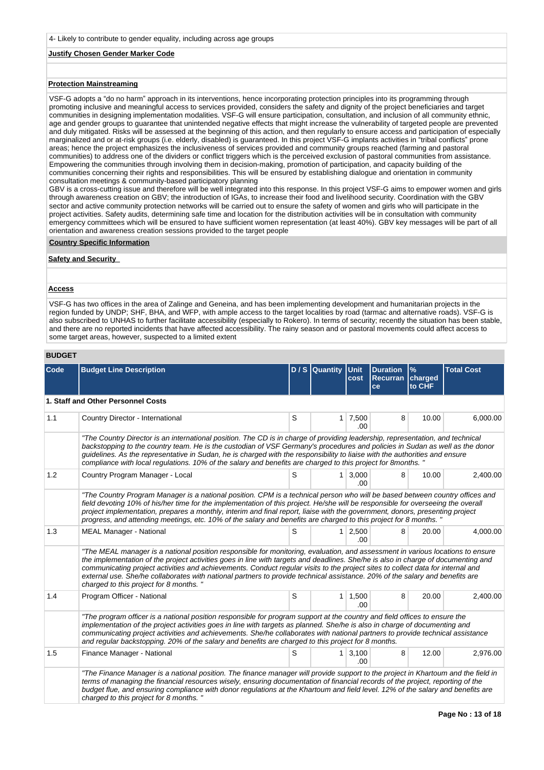4- Likely to contribute to gender equality, including across age groups

**Justify Chosen Gender Marker Code**

**Protection Mainstreaming**

VSF-G adopts a "do no harm" approach in its interventions, hence incorporating protection principles into its programming through promoting inclusive and meaningful access to services provided, considers the safety and dignity of the project beneficiaries and target communities in designing implementation modalities. VSF-G will ensure participation, consultation, and inclusion of all community ethnic, age and gender groups to guarantee that unintended negative effects that might increase the vulnerability of targeted people are prevented and duly mitigated. Risks will be assessed at the beginning of this action, and then regularly to ensure access and participation of especially marginalized and or at-risk groups (i.e. elderly, disabled) is guaranteed. In this project VSF-G implants activities in "tribal conflicts" prone areas; hence the project emphasizes the inclusiveness of services provided and community groups reached (farming and pastoral communities) to address one of the dividers or conflict triggers which is the perceived exclusion of pastoral communities from assistance. Empowering the communities through involving them in decision-making, promotion of participation, and capacity building of the communities concerning their rights and responsibilities. This will be ensured by establishing dialogue and orientation in community consultation meetings & community-based participatory planning
GBV is a cross-cutting issue and therefore will be well integrated into this response. In this project VSF-G aims to empower women and girls through awareness creation on GBV; the introduction of IGAs, to increase their food and livelihood security. Coordination with the GBV sector and active community protection networks will be carried out to ensure the safety of women and girls who will participate in the project activities. Safety audits, determining safe time and location for the distribution activities will be in consultation with community emergency committees which will be ensured to have sufficient women representation (at least 40%). GBV key messages will be part of all orientation and awareness creation sessions provided to the target people

**Country Specific Information**

**Safety and Security**

**Access**

VSF-G has two offices in the area of Zalinge and Geneina, and has been implementing development and humanitarian projects in the region funded by UNDP; SHF, BHA, and WFP, with ample access to the target localities by road (tarmac and alternative roads). VSF-G is also subscribed to UNHAS to further facilitate accessibility (especially to Rokero). In terms of security; recently the situation has been stable, and there are no reported incidents that have affected accessibility. The rainy season and or pastoral movements could affect access to some target areas, however, suspected to a limited extent

**BUDGET**

| Code | Budget Line Description | D / S | Quantity | Unit cost | Duration Recurrance | % charged to CHF | Total Cost |
|---|---|---|---|---|---|---|---|
| **1. Staff and Other Personnel Costs** | | | | | | | |
| 1.1 | Country Director - International | S | 1 | 7,500.00 | 8 | 10.00 | 6,000.00 |
| | *"The Country Director is an international position. The CD is in charge of providing leadership, representation, and technical backstopping to the country team. He is the custodian of VSF Germany's procedures and policies in Sudan as well as the donor guidelines. As the representative in Sudan, he is charged with the responsibility to liaise with the authorities and ensure compliance with local regulations. 10% of the salary and benefits are charged to this project for 8months. "* | | | | | | |
| 1.2 | Country Program Manager - Local | S | 1 | 3,000.00 | 8 | 10.00 | 2,400.00 |
| | *"The Country Program Manager is a national position. CPM is a technical person who will be based between country offices and field devoting 10% of his/her time for the implementation of this project. He/she will be responsible for overseeing the overall project implementation, prepares a monthly, interim and final report, liaise with the government, donors, presenting project progress, and attending meetings, etc. 10% of the salary and benefits are charged to this project for 8 months. "* | | | | | | |
| 1.3 | MEAL Manager - National | S | 1 | 2,500.00 | 8 | 20.00 | 4,000.00 |
| | *"The MEAL manager is a national position responsible for monitoring, evaluation, and assessment in various locations to ensure the implementation of the project activities goes in line with targets and deadlines. She/he is also in charge of documenting and communicating project activities and achievements. Conduct regular visits to the project sites to collect data for internal and external use. She/he collaborates with national partners to provide technical assistance. 20% of the salary and benefits are charged to this project for 8 months. "* | | | | | | |
| 1.4 | Program Officer - National | S | 1 | 1,500.00 | 8 | 20.00 | 2,400.00 |
| | *"The program officer is a national position responsible for program support at the country and field offices to ensure the implementation of the project activities goes in line with targets as planned. She/he is also in charge of documenting and communicating project activities and achievements. She/he collaborates with national partners to provide technical assistance and regular backstopping. 20% of the salary and benefits are charged to this project for 8 months.* | | | | | | |
| 1.5 | Finance Manager - National | S | 1 | 3,100.00 | 8 | 12.00 | 2,976.00 |
| | *"The Finance Manager is a national position. The finance manager will provide support to the project in Khartoum and the field in terms of managing the financial resources wisely, ensuring documentation of financial records of the project, reporting of the budget flue, and ensuring compliance with donor regulations at the Khartoum and field level. 12% of the salary and benefits are charged to this project for 8 months. "* | | | | | | |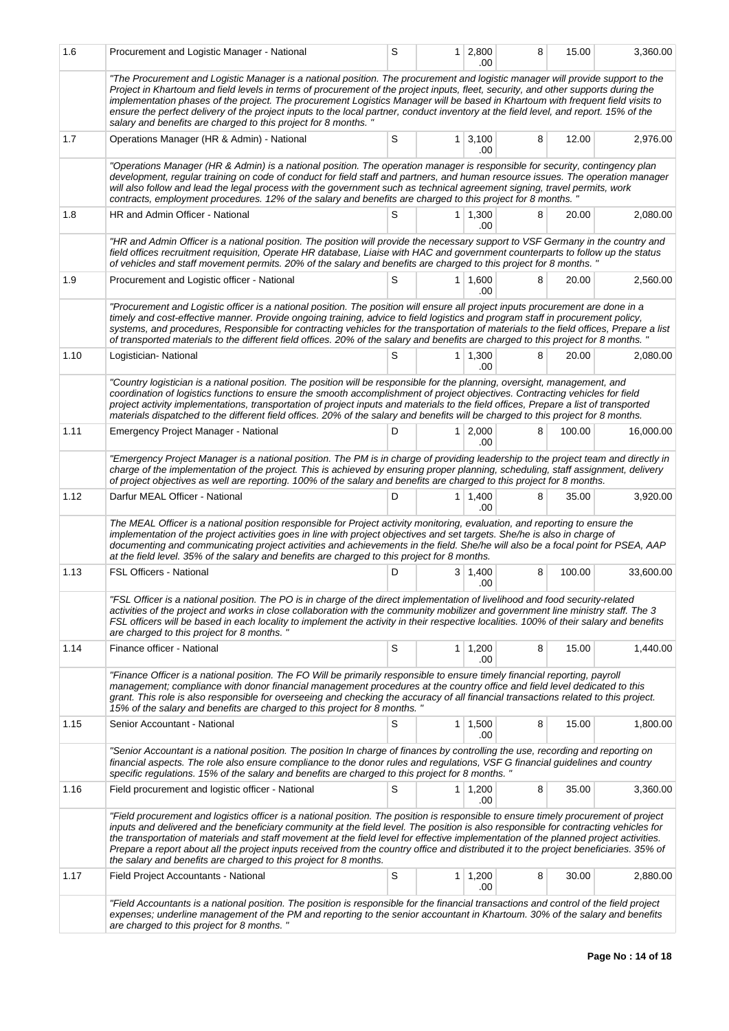| | | | | | | | |
|---|---|---|---|---|---|---|---|
| 1.6 | Procurement and Logistic Manager - National | S | 1 | 2,800.00 | 8 | 15.00 | 3,360.00 |
| | *"The Procurement and Logistic Manager is a national position. The procurement and logistic manager will provide support to the Project in Khartoum and field levels in terms of procurement of the project inputs, fleet, security, and other supports during the implementation phases of the project. The procurement Logistics Manager will be based in Khartoum with frequent field visits to ensure the perfect delivery of the project inputs to the local partner, conduct inventory at the field level, and report. 15% of the salary and benefits are charged to this project for 8 months. "* | | | | | | |
| 1.7 | Operations Manager (HR & Admin) - National | S | 1 | 3,100.00 | 8 | 12.00 | 2,976.00 |
| | *"Operations Manager (HR & Admin) is a national position. The operation manager is responsible for security, contingency plan development, regular training on code of conduct for field staff and partners, and human resource issues. The operation manager will also follow and lead the legal process with the government such as technical agreement signing, travel permits, work contracts, employment procedures. 12% of the salary and benefits are charged to this project for 8 months. "* | | | | | | |
| 1.8 | HR and Admin Officer - National | S | 1 | 1,300.00 | 8 | 20.00 | 2,080.00 |
| | *"HR and Admin Officer is a national position. The position will provide the necessary support to VSF Germany in the country and field offices recruitment requisition, Operate HR database, Liaise with HAC and government counterparts to follow up the status of vehicles and staff movement permits. 20% of the salary and benefits are charged to this project for 8 months. "* | | | | | | |
| 1.9 | Procurement and Logistic officer - National | S | 1 | 1,600.00 | 8 | 20.00 | 2,560.00 |
| | *"Procurement and Logistic officer is a national position. The position will ensure all project inputs procurement are done in a timely and cost-effective manner. Provide ongoing training, advice to field logistics and program staff in procurement policy, systems, and procedures, Responsible for contracting vehicles for the transportation of materials to the field offices, Prepare a list of transported materials to the different field offices. 20% of the salary and benefits are charged to this project for 8 months. "* | | | | | | |
| 1.10 | Logistician- National | S | 1 | 1,300.00 | 8 | 20.00 | 2,080.00 |
| | *"Country logistician is a national position. The position will be responsible for the planning, oversight, management, and coordination of logistics functions to ensure the smooth accomplishment of project objectives. Contracting vehicles for field project activity implementations, transportation of project inputs and materials to the field offices, Prepare a list of transported materials dispatched to the different field offices. 20% of the salary and benefits will be charged to this project for 8 months.* | | | | | | |
| 1.11 | Emergency Project Manager - National | D | 1 | 2,000.00 | 8 | 100.00 | 16,000.00 |
| | *"Emergency Project Manager is a national position. The PM is in charge of providing leadership to the project team and directly in charge of the implementation of the project. This is achieved by ensuring proper planning, scheduling, staff assignment, delivery of project objectives as well are reporting. 100% of the salary and benefits are charged to this project for 8 months.* | | | | | | |
| 1.12 | Darfur MEAL Officer - National | D | 1 | 1,400.00 | 8 | 35.00 | 3,920.00 |
| | *The MEAL Officer is a national position responsible for Project activity monitoring, evaluation, and reporting to ensure the implementation of the project activities goes in line with project objectives and set targets. She/he is also in charge of documenting and communicating project activities and achievements in the field. She/he will also be a focal point for PSEA, AAP at the field level. 35% of the salary and benefits are charged to this project for 8 months.* | | | | | | |
| 1.13 | FSL Officers - National | D | 3 | 1,400.00 | 8 | 100.00 | 33,600.00 |
| | *"FSL Officer is a national position. The PO is in charge of the direct implementation of livelihood and food security-related activities of the project and works in close collaboration with the community mobilizer and government line ministry staff. The 3 FSL officers will be based in each locality to implement the activity in their respective localities. 100% of their salary and benefits are charged to this project for 8 months. "* | | | | | | |
| 1.14 | Finance officer - National | S | 1 | 1,200.00 | 8 | 15.00 | 1,440.00 |
| | *"Finance Officer is a national position. The FO Will be primarily responsible to ensure timely financial reporting, payroll management; compliance with donor financial management procedures at the country office and field level dedicated to this grant. This role is also responsible for overseeing and checking the accuracy of all financial transactions related to this project. 15% of the salary and benefits are charged to this project for 8 months. "* | | | | | | |
| 1.15 | Senior Accountant - National | S | 1 | 1,500.00 | 8 | 15.00 | 1,800.00 |
| | *"Senior Accountant is a national position. The position In charge of finances by controlling the use, recording and reporting on financial aspects. The role also ensure compliance to the donor rules and regulations, VSF G financial guidelines and country specific regulations. 15% of the salary and benefits are charged to this project for 8 months. "* | | | | | | |
| 1.16 | Field procurement and logistic officer - National | S | 1 | 1,200.00 | 8 | 35.00 | 3,360.00 |
| | *"Field procurement and logistics officer is a national position. The position is responsible to ensure timely procurement of project inputs and delivered and the beneficiary community at the field level. The position is also responsible for contracting vehicles for the transportation of materials and staff movement at the field level for effective implementation of the planned project activities. Prepare a report about all the project inputs received from the country office and distributed it to the project beneficiaries. 35% of the salary and benefits are charged to this project for 8 months.* | | | | | | |
| 1.17 | Field Project Accountants - National | S | 1 | 1,200.00 | 8 | 30.00 | 2,880.00 |
| | *"Field Accountants is a national position. The position is responsible for the financial transactions and control of the field project expenses; underline management of the PM and reporting to the senior accountant in Khartoum. 30% of the salary and benefits are charged to this project for 8 months. "* | | | | | | |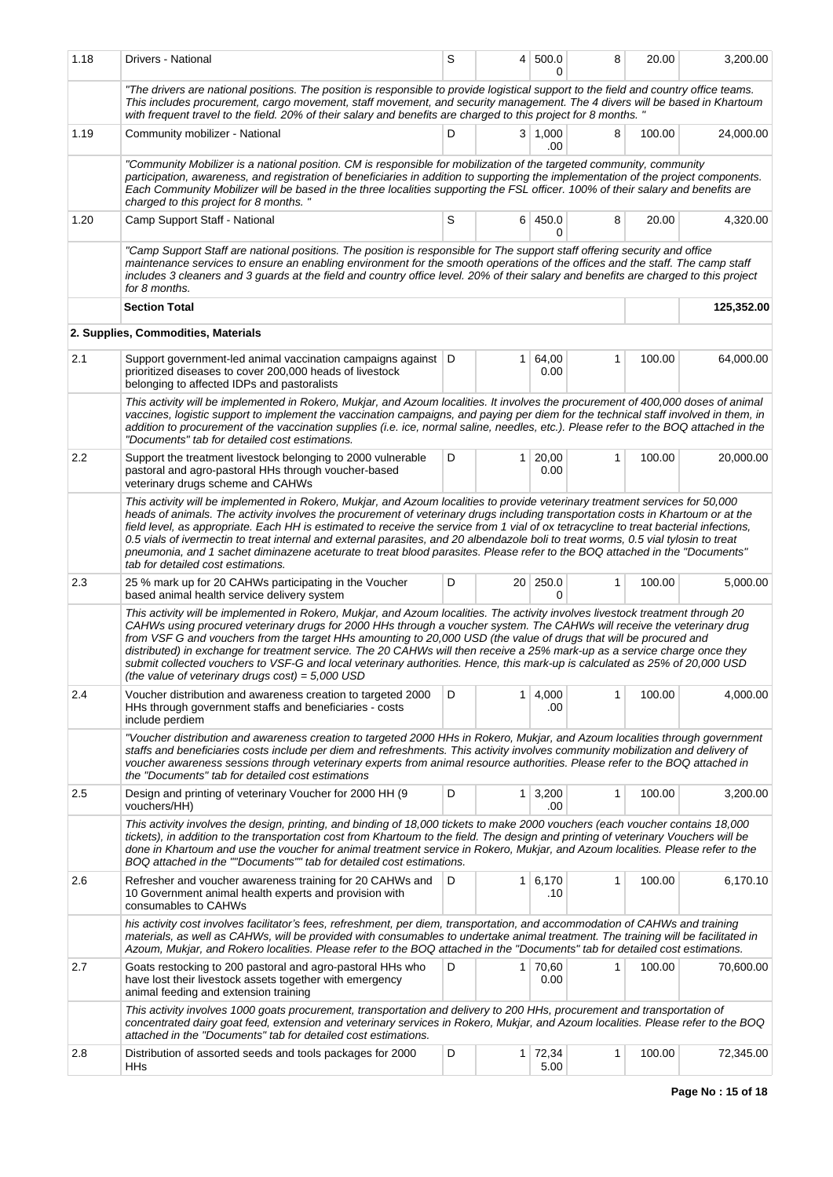| | | | | | | | |
|---|---|---|---|---|---|---|---|
| 1.18 | Drivers - National | S | 4 | 500.00 | 8 | 20.00 | 3,200.00 |
| | "The drivers are national positions. The position is responsible to provide logistical support to the field and country office teams. This includes procurement, cargo movement, staff movement, and security management. The 4 divers will be based in Khartoum with frequent travel to the field. 20% of their salary and benefits are charged to this project for 8 months. " | | | | | | |
| 1.19 | Community mobilizer - National | D | 3 | 1,000.00 | 8 | 100.00 | 24,000.00 |
| | "Community Mobilizer is a national position. CM is responsible for mobilization of the targeted community, community participation, awareness, and registration of beneficiaries in addition to supporting the implementation of the project components. Each Community Mobilizer will be based in the three localities supporting the FSL officer. 100% of their salary and benefits are charged to this project for 8 months. " | | | | | | |
| 1.20 | Camp Support Staff - National | S | 6 | 450.00 | 8 | 20.00 | 4,320.00 |
| | "Camp Support Staff are national positions. The position is responsible for The support staff offering security and office maintenance services to ensure an enabling environment for the smooth operations of the offices and the staff. The camp staff includes 3 cleaners and 3 guards at the field and country office level. 20% of their salary and benefits are charged to this project for 8 months. | | | | | | |
| | **Section Total** | | | | | | **125,352.00** |
| | **2. Supplies, Commodities, Materials** | | | | | | |
| 2.1 | Support government-led animal vaccination campaigns against prioritized diseases to cover 200,000 heads of livestock belonging to affected IDPs and pastoralists | D | 1 | 64,000.00 | 1 | 100.00 | 64,000.00 |
| | This activity will be implemented in Rokero, Mukjar, and Azoum localities. It involves the procurement of 400,000 doses of animal vaccines, logistic support to implement the vaccination campaigns, and paying per diem for the technical staff involved in them, in addition to procurement of the vaccination supplies (i.e. ice, normal saline, needles, etc.). Please refer to the BOQ attached in the "Documents" tab for detailed cost estimations. | | | | | | |
| 2.2 | Support the treatment livestock belonging to 2000 vulnerable pastoral and agro-pastoral HHs through voucher-based veterinary drugs scheme and CAHWs | D | 1 | 20,000.00 | 1 | 100.00 | 20,000.00 |
| | This activity will be implemented in Rokero, Mukjar, and Azoum localities to provide veterinary treatment services for 50,000 heads of animals. The activity involves the procurement of veterinary drugs including transportation costs in Khartoum or at the field level, as appropriate. Each HH is estimated to receive the service from 1 vial of ox tetracycline to treat bacterial infections, 0.5 vials of ivermectin to treat internal and external parasites, and 20 albendazole boli to treat worms, 0.5 vial tylosin to treat pneumonia, and 1 sachet diminazene aceturate to treat blood parasites. Please refer to the BOQ attached in the "Documents" tab for detailed cost estimations. | | | | | | |
| 2.3 | 25 % mark up for 20 CAHWs participating in the Voucher based animal health service delivery system | D | 20 | 250.00 | 1 | 100.00 | 5,000.00 |
| | This activity will be implemented in Rokero, Mukjar, and Azoum localities. The activity involves livestock treatment through 20 CAHWs using procured veterinary drugs for 2000 HHs through a voucher system. The CAHWs will receive the veterinary drug from VSF G and vouchers from the target HHs amounting to 20,000 USD (the value of drugs that will be procured and distributed) in exchange for treatment service. The 20 CAHWs will then receive a 25% mark-up as a service charge once they submit collected vouchers to VSF-G and local veterinary authorities. Hence, this mark-up is calculated as 25% of 20,000 USD (the value of veterinary drugs cost) = 5,000 USD | | | | | | |
| 2.4 | Voucher distribution and awareness creation to targeted 2000 HHs through government staffs and beneficiaries - costs include perdiem | D | 1 | 4,000.00 | 1 | 100.00 | 4,000.00 |
| | "Voucher distribution and awareness creation to targeted 2000 HHs in Rokero, Mukjar, and Azoum localities through government staffs and beneficiaries - costs include per diem and refreshments. This activity involves community mobilization and delivery of voucher awareness sessions through veterinary experts from animal resource authorities. Please refer to the BOQ attached in the "Documents" tab for detailed cost estimations | | | | | | |
| 2.5 | Design and printing of veterinary Voucher for 2000 HH (9 vouchers/HH) | D | 1 | 3,200.00 | 1 | 100.00 | 3,200.00 |
| | This activity involves the design, printing, and binding of 18,000 tickets to make 2000 vouchers (each voucher contains 18,000 tickets), in addition to the transportation cost from Khartoum to the field. The design and printing of veterinary Vouchers will be done in Khartoum and use the voucher for animal treatment service in Rokero, Mukjar, and Azoum localities. Please refer to the BOQ attached in the ""Documents"" tab for detailed cost estimations. | | | | | | |
| 2.6 | Refresher and voucher awareness training for 20 CAHWs and 10 Government animal health experts and provision with consumables to CAHWs | D | 1 | 6,170.10 | 1 | 100.00 | 6,170.10 |
| | his activity cost involves facilitator's fees, refreshment, per diem, transportation, and accommodation of CAHWs and training materials, as well as CAHWs, will be provided with consumables to undertake animal treatment. The training will be facilitated in Azoum, Mukjar, and Rokero localities. Please refer to the BOQ attached in the "Documents" tab for detailed cost estimations. | | | | | | |
| 2.7 | Goats restocking to 200 pastoral and agro-pastoral HHs who have lost their livestock assets together with emergency animal feeding and extension training | D | 1 | 70,600.00 | 1 | 100.00 | 70,600.00 |
| | This activity involves 1000 goats procurement, transportation and delivery to 200 HHs, procurement and transportation of concentrated dairy goat feed, extension and veterinary services in Rokero, Mukjar, and Azoum localities. Please refer to the BOQ attached in the "Documents" tab for detailed cost estimations. | | | | | | |
| 2.8 | Distribution of assorted seeds and tools packages for 2000 HHs | D | 1 | 72,345.00 | 1 | 100.00 | 72,345.00 |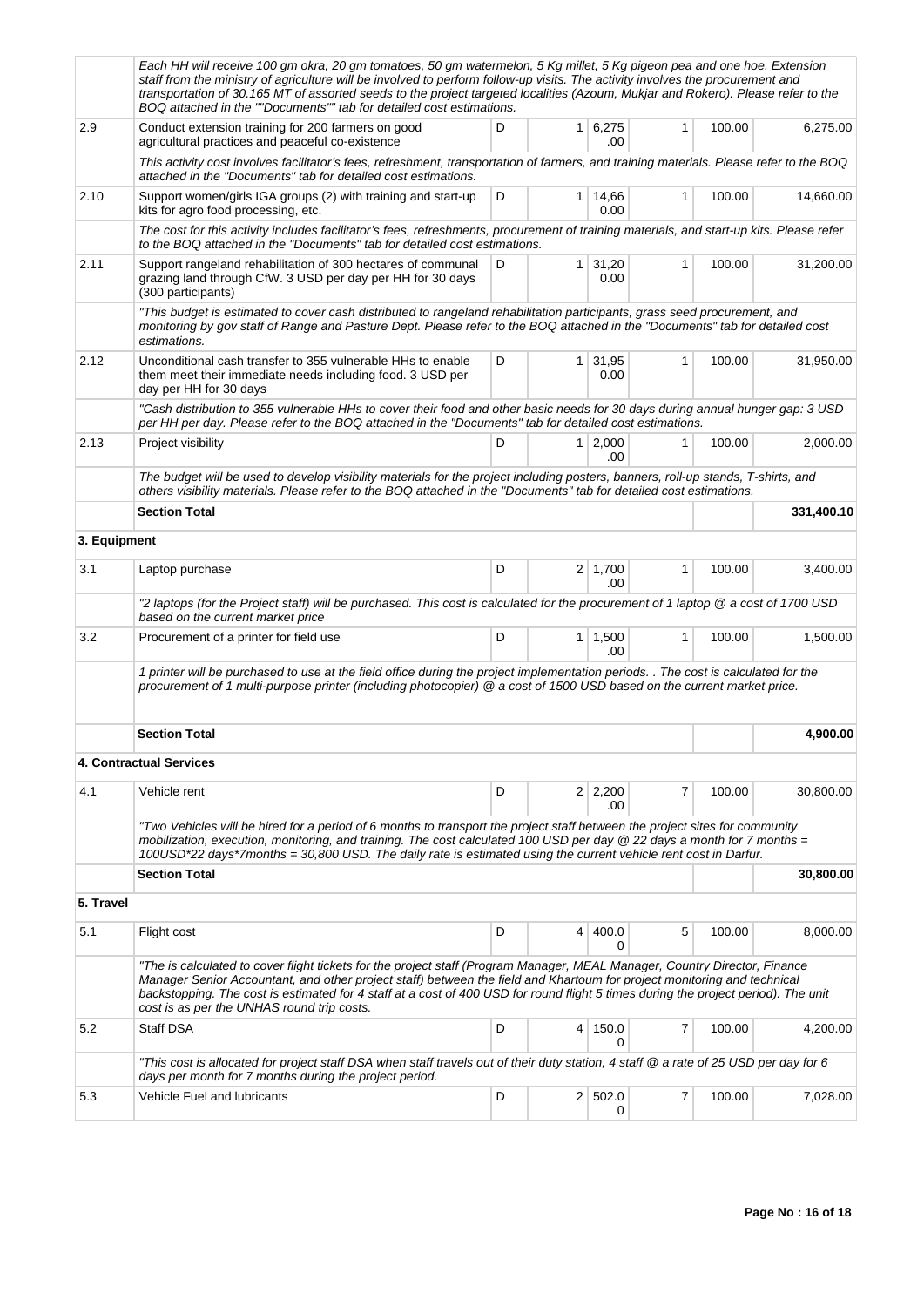| | | | | | | | |
|---|---|---|---|---|---|---|---|
| | *Each HH will receive 100 gm okra, 20 gm tomatoes, 50 gm watermelon, 5 Kg millet, 5 Kg pigeon pea and one hoe. Extension staff from the ministry of agriculture will be involved to perform follow-up visits. The activity involves the procurement and transportation of 30.165 MT of assorted seeds to the project targeted localities (Azoum, Mukjar and Rokero). Please refer to the BOQ attached in the ""Documents"" tab for detailed cost estimations.* | | | | | | |
| 2.9 | Conduct extension training for 200 farmers on good agricultural practices and peaceful co-existence | D | 1 | 6,275.00 | 1 | 100.00 | 6,275.00 |
| | *This activity cost involves facilitator's fees, refreshment, transportation of farmers, and training materials. Please refer to the BOQ attached in the "Documents" tab for detailed cost estimations.* | | | | | | |
| 2.10 | Support women/girls IGA groups (2) with training and start-up kits for agro food processing, etc. | D | 1 | 14,660.00 | 1 | 100.00 | 14,660.00 |
| | *The cost for this activity includes facilitator's fees, refreshments, procurement of training materials, and start-up kits. Please refer to the BOQ attached in the "Documents" tab for detailed cost estimations.* | | | | | | |
| 2.11 | Support rangeland rehabilitation of 300 hectares of communal grazing land through CfW. 3 USD per day per HH for 30 days (300 participants) | D | 1 | 31,200.00 | 1 | 100.00 | 31,200.00 |
| | *"This budget is estimated to cover cash distributed to rangeland rehabilitation participants, grass seed procurement, and monitoring by gov staff of Range and Pasture Dept. Please refer to the BOQ attached in the "Documents" tab for detailed cost estimations.* | | | | | | |
| 2.12 | Unconditional cash transfer to 355 vulnerable HHs to enable them meet their immediate needs including food. 3 USD per day per HH for 30 days | D | 1 | 31,950.00 | 1 | 100.00 | 31,950.00 |
| | *"Cash distribution to 355 vulnerable HHs to cover their food and other basic needs for 30 days during annual hunger gap: 3 USD per HH per day. Please refer to the BOQ attached in the "Documents" tab for detailed cost estimations.* | | | | | | |
| 2.13 | Project visibility | D | 1 | 2,000.00 | 1 | 100.00 | 2,000.00 |
| | *The budget will be used to develop visibility materials for the project including posters, banners, roll-up stands, T-shirts, and others visibility materials. Please refer to the BOQ attached in the "Documents" tab for detailed cost estimations.* | | | | | | |
| | **Section Total** | | | | | | **331,400.10** |
| **3. Equipment** | | | | | | | |
| 3.1 | Laptop purchase | D | 2 | 1,700.00 | 1 | 100.00 | 3,400.00 |
| | *"2 laptops (for the Project staff) will be purchased. This cost is calculated for the procurement of 1 laptop @ a cost of 1700 USD based on the current market price* | | | | | | |
| 3.2 | Procurement of a printer for field use | D | 1 | 1,500.00 | 1 | 100.00 | 1,500.00 |
| | *1 printer will be purchased to use at the field office during the project implementation periods. . The cost is calculated for the procurement of 1 multi-purpose printer (including photocopier) @ a cost of 1500 USD based on the current market price.* | | | | | | |
| | **Section Total** | | | | | | **4,900.00** |
| **4. Contractual Services** | | | | | | | |
| 4.1 | Vehicle rent | D | 2 | 2,200.00 | 7 | 100.00 | 30,800.00 |
| | *"Two Vehicles will be hired for a period of 6 months to transport the project staff between the project sites for community mobilization, execution, monitoring, and training. The cost calculated 100 USD per day @ 22 days a month for 7 months = 100USD*22 days*7months = 30,800 USD. The daily rate is estimated using the current vehicle rent cost in Darfur.* | | | | | | |
| | **Section Total** | | | | | | **30,800.00** |
| **5. Travel** | | | | | | | |
| 5.1 | Flight cost | D | 4 | 400.00 | 5 | 100.00 | 8,000.00 |
| | *"The is calculated to cover flight tickets for the project staff (Program Manager, MEAL Manager, Country Director, Finance Manager Senior Accountant, and other project staff) between the field and Khartoum for project monitoring and technical backstopping. The cost is estimated for 4 staff at a cost of 400 USD for round flight 5 times during the project period). The unit cost is as per the UNHAS round trip costs.* | | | | | | |
| 5.2 | Staff DSA | D | 4 | 150.00 | 7 | 100.00 | 4,200.00 |
| | *"This cost is allocated for project staff DSA when staff travels out of their duty station, 4 staff @ a rate of 25 USD per day for 6 days per month for 7 months during the project period.* | | | | | | |
| 5.3 | Vehicle Fuel and lubricants | D | 2 | 502.00 | 7 | 100.00 | 7,028.00 |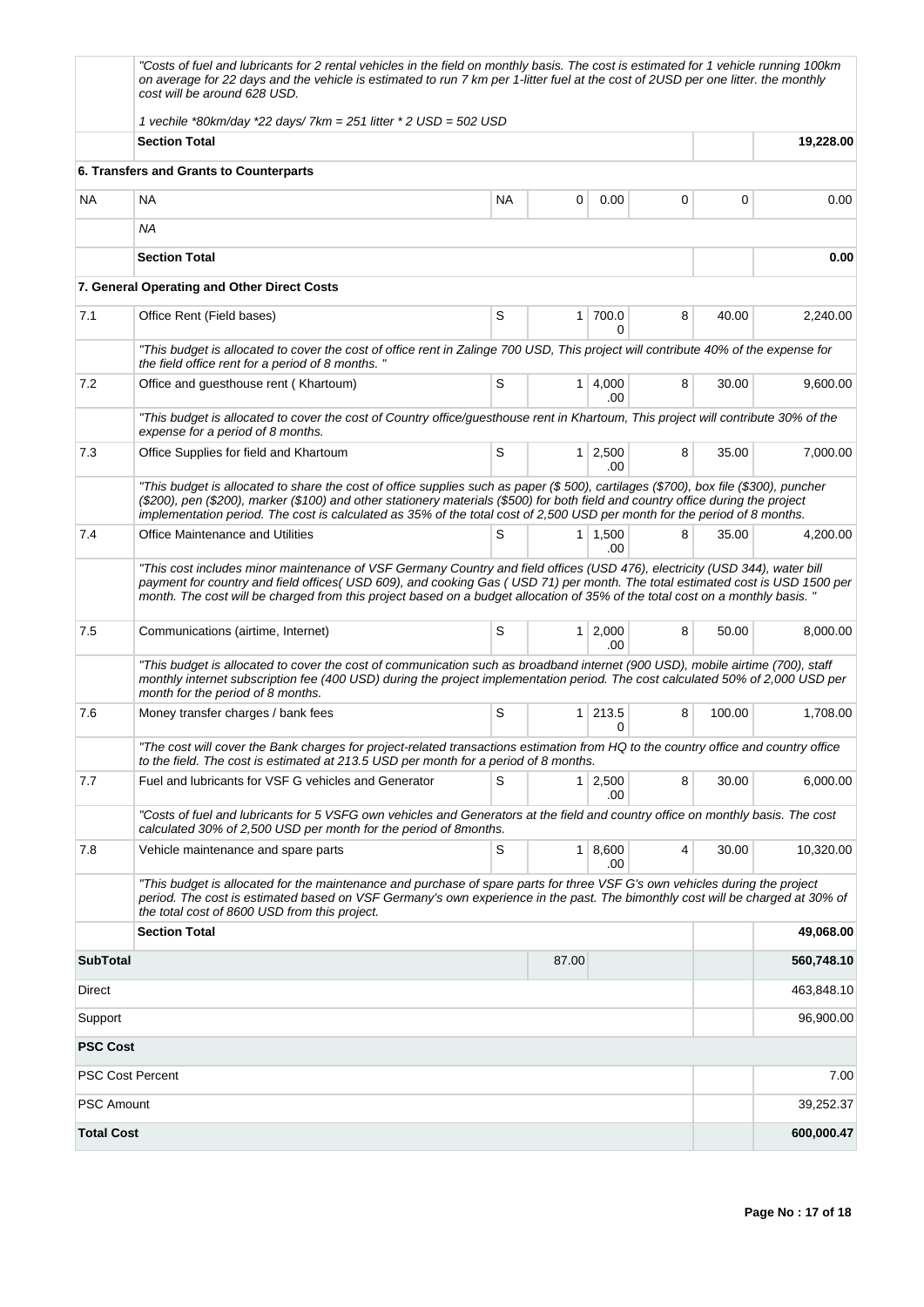| | | | | | | | |
|---|---|---|---|---|---|---|---|
| | *"Costs of fuel and lubricants for 2 rental vehicles in the field on monthly basis. The cost is estimated for 1 vehicle running 100km on average for 22 days and the vehicle is estimated to run 7 km per 1-litter fuel at the cost of 2USD per one litter. the monthly cost will be around 628 USD.*<br><br>*1 vechile *80km/day *22 days/ 7km = 251 litter * 2 USD = 502 USD* | | | | | | |
| | **Section Total** | | | | | | **19,228.00** |
| | **6. Transfers and Grants to Counterparts** | | | | | | |
| NA | NA | NA | 0 | 0.00 | 0 | 0 | 0.00 |
| | *NA* | | | | | | |
| | **Section Total** | | | | | | **0.00** |
| | **7. General Operating and Other Direct Costs** | | | | | | |
| 7.1 | Office Rent (Field bases) | S | 1 | 700.00 | 8 | 40.00 | 2,240.00 |
| | *"This budget is allocated to cover the cost of office rent in Zalinge 700 USD, This project will contribute 40% of the expense for the field office rent for a period of 8 months. "* | | | | | | |
| 7.2 | Office and guesthouse rent ( Khartoum) | S | 1 | 4,000.00 | 8 | 30.00 | 9,600.00 |
| | *"This budget is allocated to cover the cost of Country office/guesthouse rent in Khartoum, This project will contribute 30% of the expense for a period of 8 months.* | | | | | | |
| 7.3 | Office Supplies for field and Khartoum | S | 1 | 2,500.00 | 8 | 35.00 | 7,000.00 |
| | *"This budget is allocated to share the cost of office supplies such as paper ($ 500), cartilages ($700), box file ($300), puncher ($200), pen ($200), marker ($100) and other stationery materials ($500) for both field and country office during the project implementation period. The cost is calculated as 35% of the total cost of 2,500 USD per month for the period of 8 months.* | | | | | | |
| 7.4 | Office Maintenance and Utilities | S | 1 | 1,500.00 | 8 | 35.00 | 4,200.00 |
| | *"This cost includes minor maintenance of VSF Germany Country and field offices (USD 476), electricity (USD 344), water bill payment for country and field offices( USD 609), and cooking Gas ( USD 71) per month. The total estimated cost is USD 1500 per month. The cost will be charged from this project based on a budget allocation of 35% of the total cost on a monthly basis. "* | | | | | | |
| 7.5 | Communications (airtime, Internet) | S | 1 | 2,000.00 | 8 | 50.00 | 8,000.00 |
| | *"This budget is allocated to cover the cost of communication such as broadband internet (900 USD), mobile airtime (700), staff monthly internet subscription fee (400 USD) during the project implementation period. The cost calculated 50% of 2,000 USD per month for the period of 8 months.* | | | | | | |
| 7.6 | Money transfer charges / bank fees | S | 1 | 213.50 | 8 | 100.00 | 1,708.00 |
| | *"The cost will cover the Bank charges for project-related transactions estimation from HQ to the country office and country office to the field. The cost is estimated at 213.5 USD per month for a period of 8 months.* | | | | | | |
| 7.7 | Fuel and lubricants for VSF G vehicles and Generator | S | 1 | 2,500.00 | 8 | 30.00 | 6,000.00 |
| | *"Costs of fuel and lubricants for 5 VSFG own vehicles and Generators at the field and country office on monthly basis. The cost calculated 30% of 2,500 USD per month for the period of 8months.* | | | | | | |
| 7.8 | Vehicle maintenance and spare parts | S | 1 | 8,600.00 | 4 | 30.00 | 10,320.00 |
| | *"This budget is allocated for the maintenance and purchase of spare parts for three VSF G's own vehicles during the project period. The cost is estimated based on VSF Germany's own experience in the past. The bimonthly cost will be charged at 30% of the total cost of 8600 USD from this project.* | | | | | | |
| | **Section Total** | | | | | | **49,068.00** |
| **SubTotal** | | | 87.00 | | | | **560,748.10** |
| Direct | | | | | | | 463,848.10 |
| Support | | | | | | | 96,900.00 |
| **PSC Cost** | | | | | | | |
| PSC Cost Percent | | | | | | | 7.00 |
| PSC Amount | | | | | | | 39,252.37 |
| **Total Cost** | | | | | | | **600,000.47** |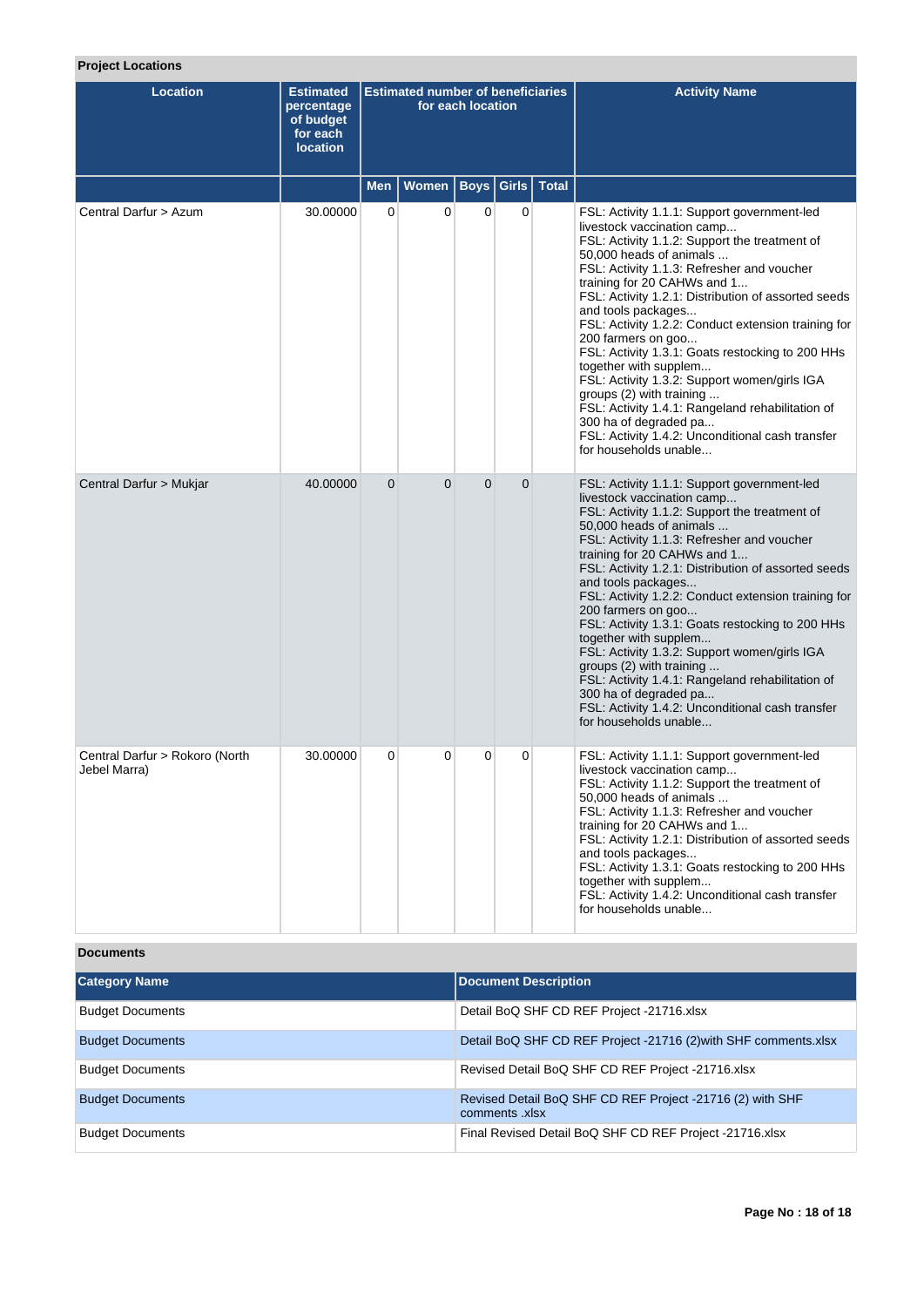### Project Locations

| Location | Estimated percentage of budget for each location | Estimated number of beneficiaries for each location | | | | | Activity Name |
|---|---|---|---|---|---|---|---|
| | | Men | Women | Boys | Girls | Total | |
| Central Darfur > Azum | 30.00000 | 0 | 0 | 0 | 0 | | FSL: Activity 1.1.1: Support government-led livestock vaccination camp...<br>FSL: Activity 1.1.2: Support the treatment of 50,000 heads of animals ...<br>FSL: Activity 1.1.3: Refresher and voucher training for 20 CAHWs and 1...<br>FSL: Activity 1.2.1: Distribution of assorted seeds and tools packages...<br>FSL: Activity 1.2.2: Conduct extension training for 200 farmers on goo...<br>FSL: Activity 1.3.1: Goats restocking to 200 HHs together with supplem...<br>FSL: Activity 1.3.2: Support women/girls IGA groups (2) with training ...<br>FSL: Activity 1.4.1: Rangeland rehabilitation of 300 ha of degraded pa...<br>FSL: Activity 1.4.2: Unconditional cash transfer for households unable... |
| Central Darfur > Mukjar | 40.00000 | 0 | 0 | 0 | 0 | | FSL: Activity 1.1.1: Support government-led livestock vaccination camp...<br>FSL: Activity 1.1.2: Support the treatment of 50,000 heads of animals ...<br>FSL: Activity 1.1.3: Refresher and voucher training for 20 CAHWs and 1...<br>FSL: Activity 1.2.1: Distribution of assorted seeds and tools packages...<br>FSL: Activity 1.2.2: Conduct extension training for 200 farmers on goo...<br>FSL: Activity 1.3.1: Goats restocking to 200 HHs together with supplem...<br>FSL: Activity 1.3.2: Support women/girls IGA groups (2) with training ...<br>FSL: Activity 1.4.1: Rangeland rehabilitation of 300 ha of degraded pa...<br>FSL: Activity 1.4.2: Unconditional cash transfer for households unable... |
| Central Darfur > Rokoro (North Jebel Marra) | 30.00000 | 0 | 0 | 0 | 0 | | FSL: Activity 1.1.1: Support government-led livestock vaccination camp...<br>FSL: Activity 1.1.2: Support the treatment of 50,000 heads of animals ...<br>FSL: Activity 1.1.3: Refresher and voucher training for 20 CAHWs and 1...<br>FSL: Activity 1.2.1: Distribution of assorted seeds and tools packages...<br>FSL: Activity 1.3.1: Goats restocking to 200 HHs together with supplem...<br>FSL: Activity 1.4.2: Unconditional cash transfer for households unable... |

### Documents

| Category Name | Document Description |
|---|---|
| Budget Documents | Detail BoQ SHF CD REF Project -21716.xlsx |
| Budget Documents | Detail BoQ SHF CD REF Project -21716 (2)with SHF comments.xlsx |
| Budget Documents | Revised Detail BoQ SHF CD REF Project -21716.xlsx |
| Budget Documents | Revised Detail BoQ SHF CD REF Project -21716 (2) with SHF comments .xlsx |
| Budget Documents | Final Revised Detail BoQ SHF CD REF Project -21716.xlsx |